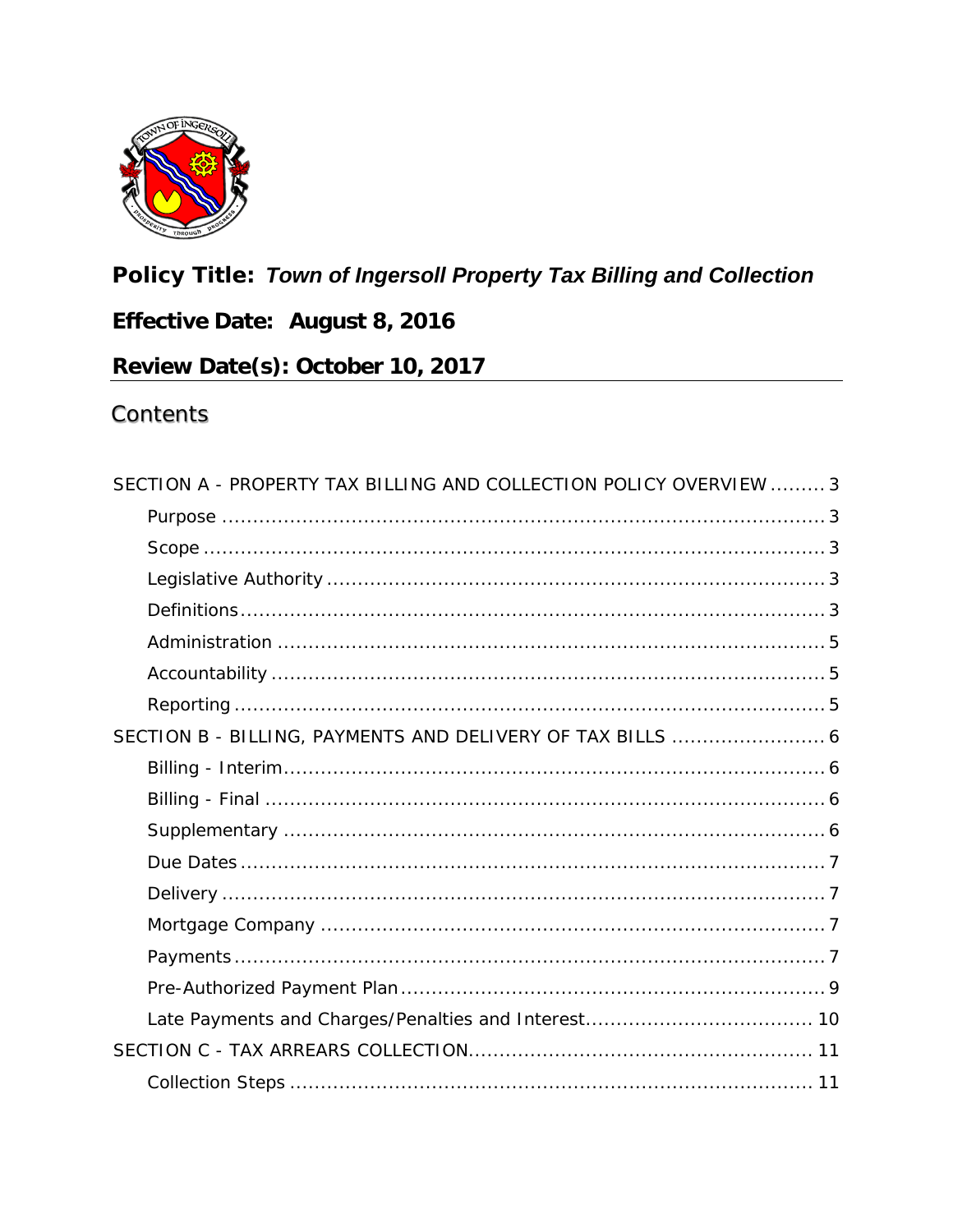**Policy Title:** ***Town of Ingersoll Property Tax Billing and Collection***

**Effective Date: August 8, 2016**

**Review Date(s): October 10, 2017**

## Contents

SECTION A - PROPERTY TAX BILLING AND COLLECTION POLICY OVERVIEW ......... 3

- Purpose ......... 3
- Scope ......... 3
- Legislative Authority ......... 3
- Definitions ......... 3
- Administration ......... 5
- Accountability ......... 5
- Reporting ......... 5

SECTION B - BILLING, PAYMENTS AND DELIVERY OF TAX BILLS ......... 6

- Billing - Interim ......... 6
- Billing - Final ......... 6
- Supplementary ......... 6
- Due Dates ......... 7
- Delivery ......... 7
- Mortgage Company ......... 7
- Payments ......... 7
- Pre-Authorized Payment Plan ......... 9
- Late Payments and Charges/Penalties and Interest ......... 10

SECTION C - TAX ARREARS COLLECTION ......... 11

- Collection Steps ......... 11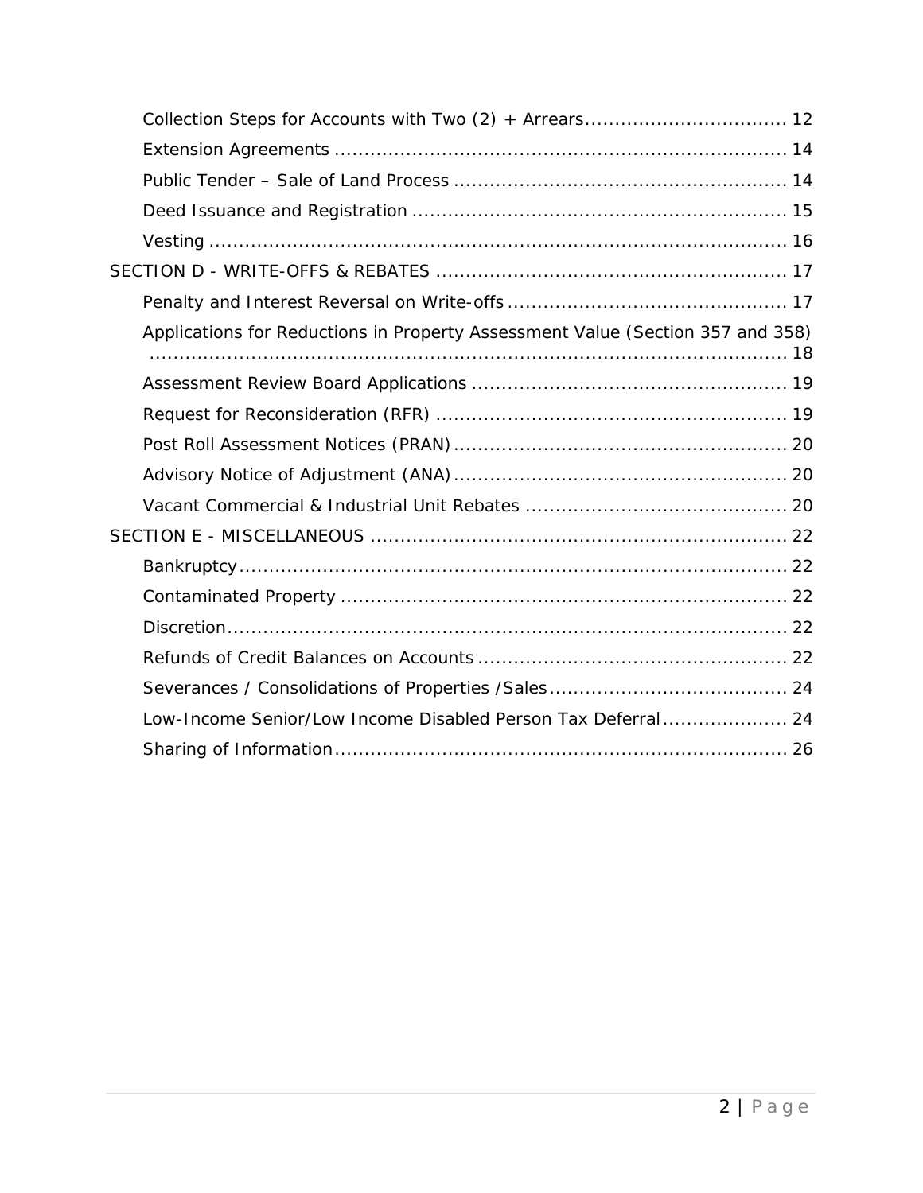- Collection Steps for Accounts with Two (2) + Arrears ..... 12
- Extension Agreements ..... 14
- Public Tender – Sale of Land Process ..... 14
- Deed Issuance and Registration ..... 15
- Vesting ..... 16

SECTION D - WRITE-OFFS & REBATES ..... 17

- Penalty and Interest Reversal on Write-offs ..... 17
- Applications for Reductions in Property Assessment Value (Section 357 and 358) ..... 18
- Assessment Review Board Applications ..... 19
- Request for Reconsideration (RFR) ..... 19
- Post Roll Assessment Notices (PRAN) ..... 20
- Advisory Notice of Adjustment (ANA) ..... 20
- Vacant Commercial & Industrial Unit Rebates ..... 20

SECTION E - MISCELLANEOUS ..... 22

- Bankruptcy ..... 22
- Contaminated Property ..... 22
- Discretion ..... 22
- Refunds of Credit Balances on Accounts ..... 22
- Severances / Consolidations of Properties /Sales ..... 24
- Low-Income Senior/Low Income Disabled Person Tax Deferral ..... 24
- Sharing of Information ..... 26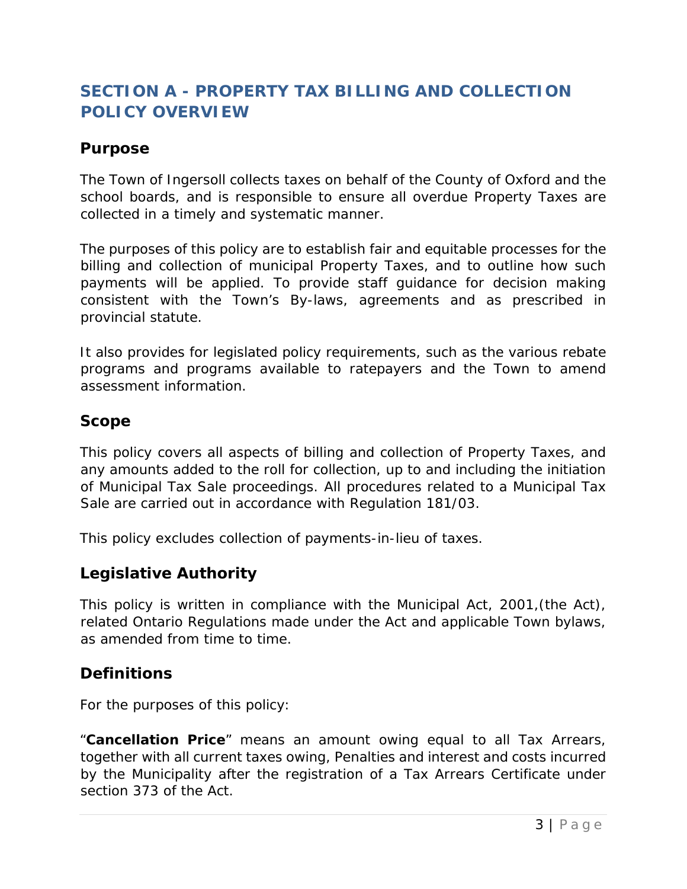## SECTION A - PROPERTY TAX BILLING AND COLLECTION POLICY OVERVIEW

### Purpose

The Town of Ingersoll collects taxes on behalf of the County of Oxford and the school boards, and is responsible to ensure all overdue Property Taxes are collected in a timely and systematic manner.

The purposes of this policy are to establish fair and equitable processes for the billing and collection of municipal Property Taxes, and to outline how such payments will be applied. To provide staff guidance for decision making consistent with the Town's By-laws, agreements and as prescribed in provincial statute.

It also provides for legislated policy requirements, such as the various rebate programs and programs available to ratepayers and the Town to amend assessment information.

### Scope

This policy covers all aspects of billing and collection of Property Taxes, and any amounts added to the roll for collection, up to and including the initiation of Municipal Tax Sale proceedings. All procedures related to a Municipal Tax Sale are carried out in accordance with Regulation 181/03.

This policy excludes collection of payments-in-lieu of taxes.

### Legislative Authority

This policy is written in compliance with the Municipal Act, 2001,(the Act), related Ontario Regulations made under the Act and applicable Town bylaws, as amended from time to time.

### Definitions

For the purposes of this policy:

"**Cancellation Price**" means an amount owing equal to all Tax Arrears, together with all current taxes owing, Penalties and interest and costs incurred by the Municipality after the registration of a Tax Arrears Certificate under section 373 of the Act.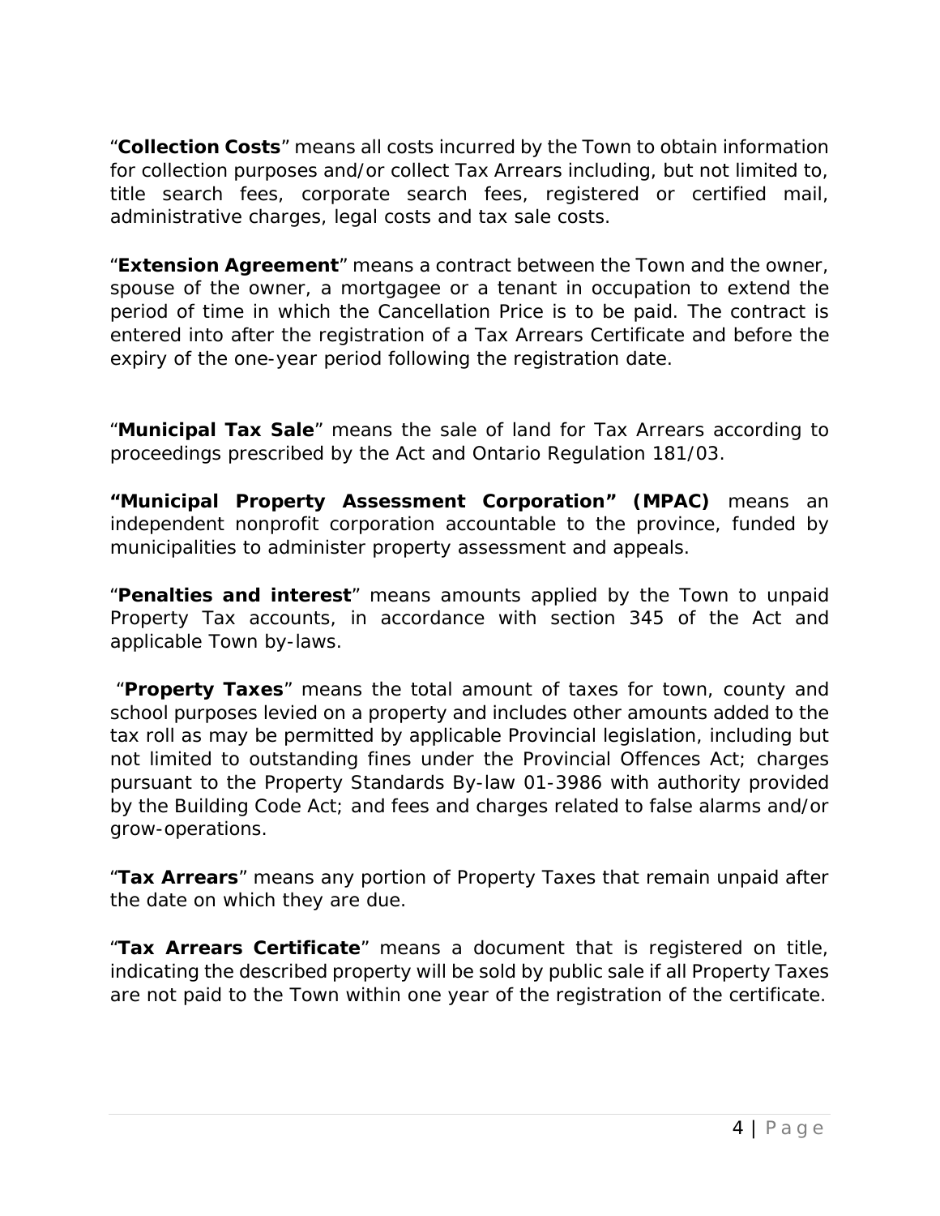"**Collection Costs**" means all costs incurred by the Town to obtain information for collection purposes and/or collect Tax Arrears including, but not limited to, title search fees, corporate search fees, registered or certified mail, administrative charges, legal costs and tax sale costs.

"**Extension Agreement**" means a contract between the Town and the owner, spouse of the owner, a mortgagee or a tenant in occupation to extend the period of time in which the Cancellation Price is to be paid. The contract is entered into after the registration of a Tax Arrears Certificate and before the expiry of the one-year period following the registration date.

"**Municipal Tax Sale**" means the sale of land for Tax Arrears according to proceedings prescribed by the Act and Ontario Regulation 181/03.

**"Municipal Property Assessment Corporation" (MPAC)** means an independent nonprofit corporation accountable to the province, funded by municipalities to administer property assessment and appeals.

"**Penalties and interest**" means amounts applied by the Town to unpaid Property Tax accounts, in accordance with section 345 of the Act and applicable Town by-laws.

"**Property Taxes**" means the total amount of taxes for town, county and school purposes levied on a property and includes other amounts added to the tax roll as may be permitted by applicable Provincial legislation, including but not limited to outstanding fines under the Provincial Offences Act; charges pursuant to the Property Standards By-law 01-3986 with authority provided by the Building Code Act; and fees and charges related to false alarms and/or grow-operations.

"**Tax Arrears**" means any portion of Property Taxes that remain unpaid after the date on which they are due.

"**Tax Arrears Certificate**" means a document that is registered on title, indicating the described property will be sold by public sale if all Property Taxes are not paid to the Town within one year of the registration of the certificate.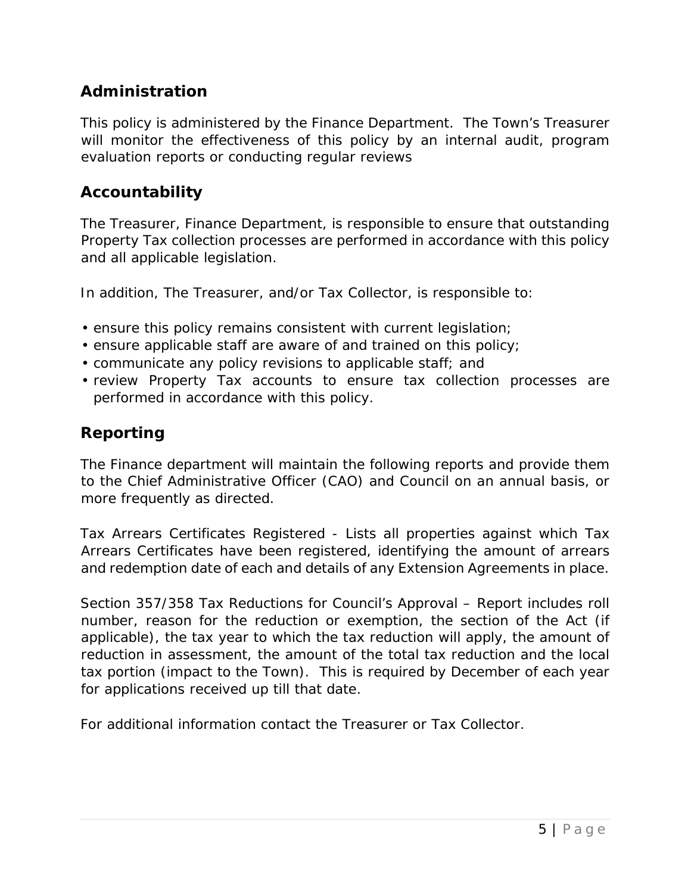## Administration

This policy is administered by the Finance Department. The Town's Treasurer will monitor the effectiveness of this policy by an internal audit, program evaluation reports or conducting regular reviews

## Accountability

The Treasurer, Finance Department, is responsible to ensure that outstanding Property Tax collection processes are performed in accordance with this policy and all applicable legislation.

In addition, The Treasurer, and/or Tax Collector, is responsible to:

- ensure this policy remains consistent with current legislation;
- ensure applicable staff are aware of and trained on this policy;
- communicate any policy revisions to applicable staff; and
- review Property Tax accounts to ensure tax collection processes are performed in accordance with this policy.

## Reporting

The Finance department will maintain the following reports and provide them to the Chief Administrative Officer (CAO) and Council on an annual basis, or more frequently as directed.

Tax Arrears Certificates Registered - Lists all properties against which Tax Arrears Certificates have been registered, identifying the amount of arrears and redemption date of each and details of any Extension Agreements in place.

Section 357/358 Tax Reductions for Council's Approval – Report includes roll number, reason for the reduction or exemption, the section of the Act (if applicable), the tax year to which the tax reduction will apply, the amount of reduction in assessment, the amount of the total tax reduction and the local tax portion (impact to the Town). This is required by December of each year for applications received up till that date.

For additional information contact the Treasurer or Tax Collector.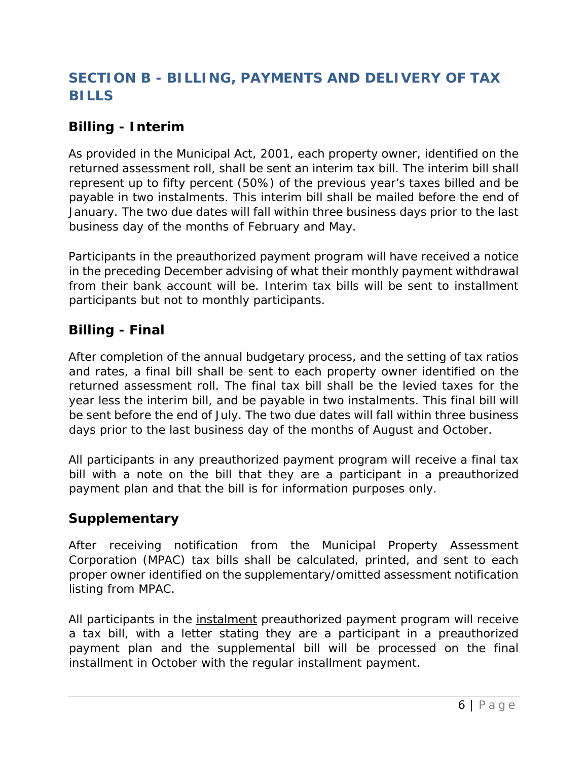## SECTION B - BILLING, PAYMENTS AND DELIVERY OF TAX BILLS

### Billing - Interim

As provided in the Municipal Act, 2001, each property owner, identified on the returned assessment roll, shall be sent an interim tax bill. The interim bill shall represent up to fifty percent (50%) of the previous year's taxes billed and be payable in two instalments. This interim bill shall be mailed before the end of January. The two due dates will fall within three business days prior to the last business day of the months of February and May.

Participants in the preauthorized payment program will have received a notice in the preceding December advising of what their monthly payment withdrawal from their bank account will be. Interim tax bills will be sent to installment participants but not to monthly participants.

### Billing - Final

After completion of the annual budgetary process, and the setting of tax ratios and rates, a final bill shall be sent to each property owner identified on the returned assessment roll. The final tax bill shall be the levied taxes for the year less the interim bill, and be payable in two instalments. This final bill will be sent before the end of July. The two due dates will fall within three business days prior to the last business day of the months of August and October.

All participants in any preauthorized payment program will receive a final tax bill with a note on the bill that they are a participant in a preauthorized payment plan and that the bill is for information purposes only.

### Supplementary

After receiving notification from the Municipal Property Assessment Corporation (MPAC) tax bills shall be calculated, printed, and sent to each proper owner identified on the supplementary/omitted assessment notification listing from MPAC.

All participants in the instalment preauthorized payment program will receive a tax bill, with a letter stating they are a participant in a preauthorized payment plan and the supplemental bill will be processed on the final installment in October with the regular installment payment.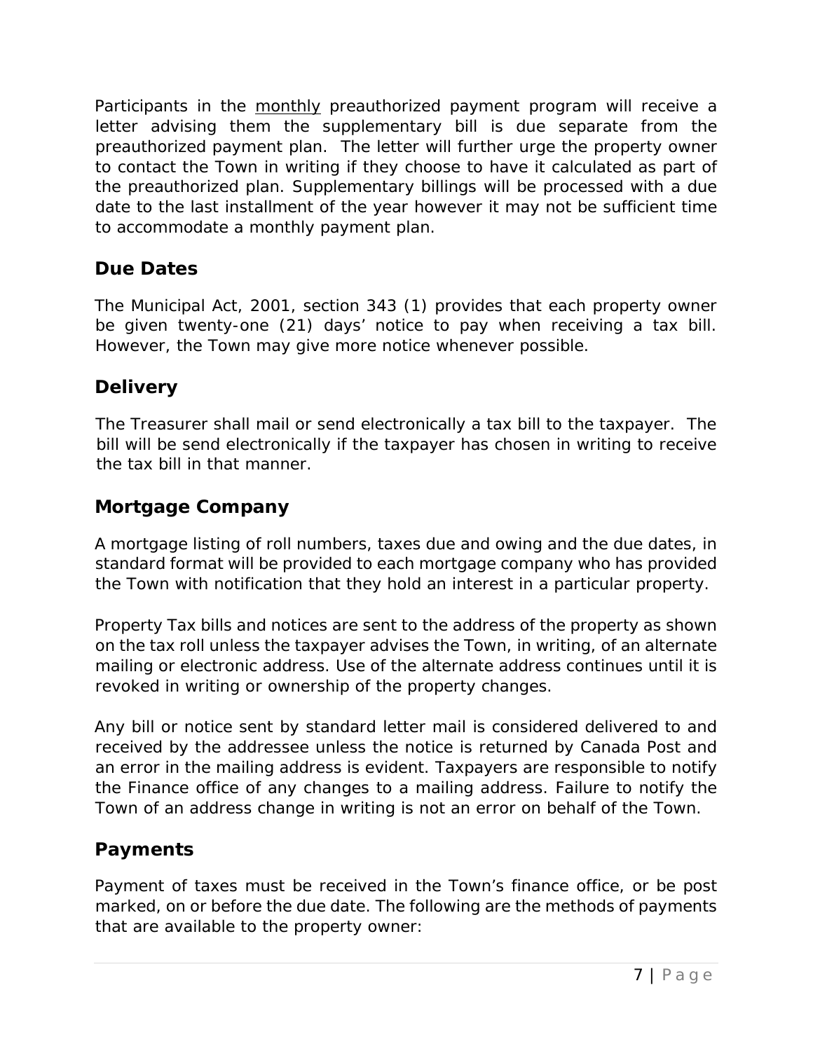Participants in the <u>monthly</u> preauthorized payment program will receive a letter advising them the supplementary bill is due separate from the preauthorized payment plan. The letter will further urge the property owner to contact the Town in writing if they choose to have it calculated as part of the preauthorized plan. Supplementary billings will be processed with a due date to the last installment of the year however it may not be sufficient time to accommodate a monthly payment plan.

## Due Dates

The Municipal Act, 2001, section 343 (1) provides that each property owner be given twenty-one (21) days' notice to pay when receiving a tax bill. However, the Town may give more notice whenever possible.

## Delivery

The Treasurer shall mail or send electronically a tax bill to the taxpayer. The bill will be send electronically if the taxpayer has chosen in writing to receive the tax bill in that manner.

## Mortgage Company

A mortgage listing of roll numbers, taxes due and owing and the due dates, in standard format will be provided to each mortgage company who has provided the Town with notification that they hold an interest in a particular property.

Property Tax bills and notices are sent to the address of the property as shown on the tax roll unless the taxpayer advises the Town, in writing, of an alternate mailing or electronic address. Use of the alternate address continues until it is revoked in writing or ownership of the property changes.

Any bill or notice sent by standard letter mail is considered delivered to and received by the addressee unless the notice is returned by Canada Post and an error in the mailing address is evident. Taxpayers are responsible to notify the Finance office of any changes to a mailing address. Failure to notify the Town of an address change in writing is not an error on behalf of the Town.

## Payments

Payment of taxes must be received in the Town's finance office, or be post marked, on or before the due date. The following are the methods of payments that are available to the property owner: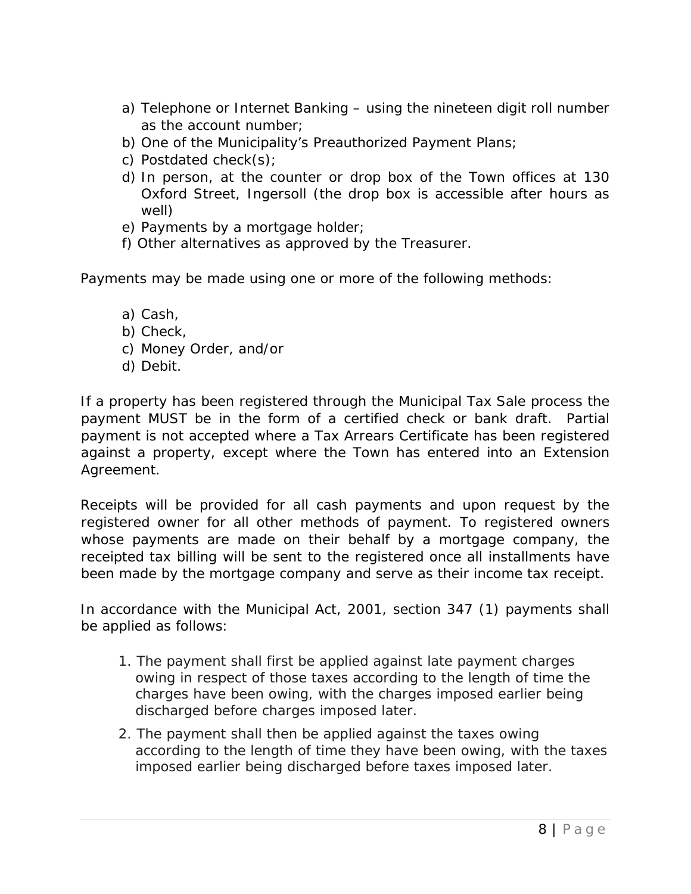a) Telephone or Internet Banking – using the nineteen digit roll number as the account number;
b) One of the Municipality's Preauthorized Payment Plans;
c) Postdated check(s);
d) In person, at the counter or drop box of the Town offices at 130 Oxford Street, Ingersoll (the drop box is accessible after hours as well)
e) Payments by a mortgage holder;
f) Other alternatives as approved by the Treasurer.

Payments may be made using one or more of the following methods:

a) Cash,
b) Check,
c) Money Order, and/or
d) Debit.

If a property has been registered through the Municipal Tax Sale process the payment MUST be in the form of a certified check or bank draft. Partial payment is not accepted where a Tax Arrears Certificate has been registered against a property, except where the Town has entered into an Extension Agreement.

Receipts will be provided for all cash payments and upon request by the registered owner for all other methods of payment. To registered owners whose payments are made on their behalf by a mortgage company, the receipted tax billing will be sent to the registered once all installments have been made by the mortgage company and serve as their income tax receipt.

In accordance with the Municipal Act, 2001, section 347 (1) payments shall be applied as follows:

1. The payment shall first be applied against late payment charges owing in respect of those taxes according to the length of time the charges have been owing, with the charges imposed earlier being discharged before charges imposed later.
2. The payment shall then be applied against the taxes owing according to the length of time they have been owing, with the taxes imposed earlier being discharged before taxes imposed later.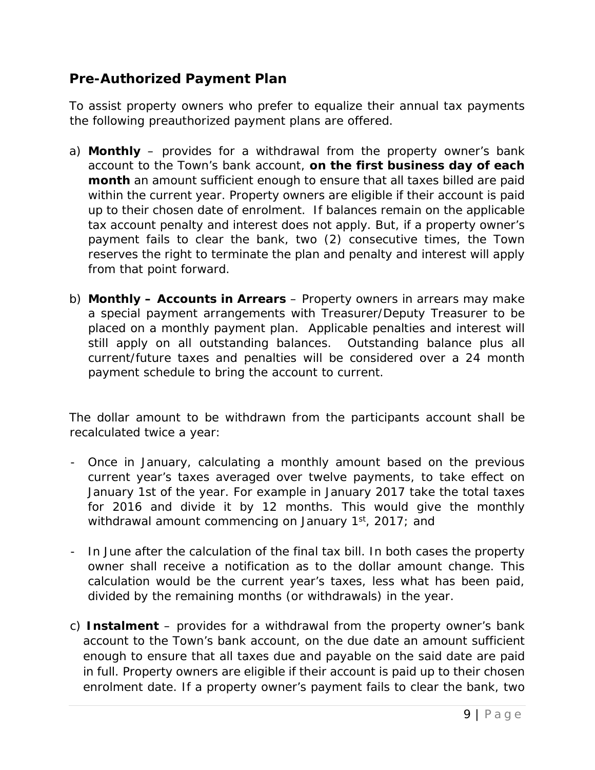## Pre-Authorized Payment Plan

To assist property owners who prefer to equalize their annual tax payments the following preauthorized payment plans are offered.

a) **Monthly** – provides for a withdrawal from the property owner's bank account to the Town's bank account, **on the first business day of each month** an amount sufficient enough to ensure that all taxes billed are paid within the current year. Property owners are eligible if their account is paid up to their chosen date of enrolment. If balances remain on the applicable tax account penalty and interest does not apply. But, if a property owner's payment fails to clear the bank, two (2) consecutive times, the Town reserves the right to terminate the plan and penalty and interest will apply from that point forward.

b) **Monthly – Accounts in Arrears** – Property owners in arrears may make a special payment arrangements with Treasurer/Deputy Treasurer to be placed on a monthly payment plan. Applicable penalties and interest will still apply on all outstanding balances. Outstanding balance plus all current/future taxes and penalties will be considered over a 24 month payment schedule to bring the account to current.

The dollar amount to be withdrawn from the participants account shall be recalculated twice a year:

- Once in January, calculating a monthly amount based on the previous current year's taxes averaged over twelve payments, to take effect on January 1st of the year. For example in January 2017 take the total taxes for 2016 and divide it by 12 months. This would give the monthly withdrawal amount commencing on January 1st, 2017; and

- In June after the calculation of the final tax bill. In both cases the property owner shall receive a notification as to the dollar amount change. This calculation would be the current year's taxes, less what has been paid, divided by the remaining months (or withdrawals) in the year.

c) **Instalment** – provides for a withdrawal from the property owner's bank account to the Town's bank account, on the due date an amount sufficient enough to ensure that all taxes due and payable on the said date are paid in full. Property owners are eligible if their account is paid up to their chosen enrolment date. If a property owner's payment fails to clear the bank, two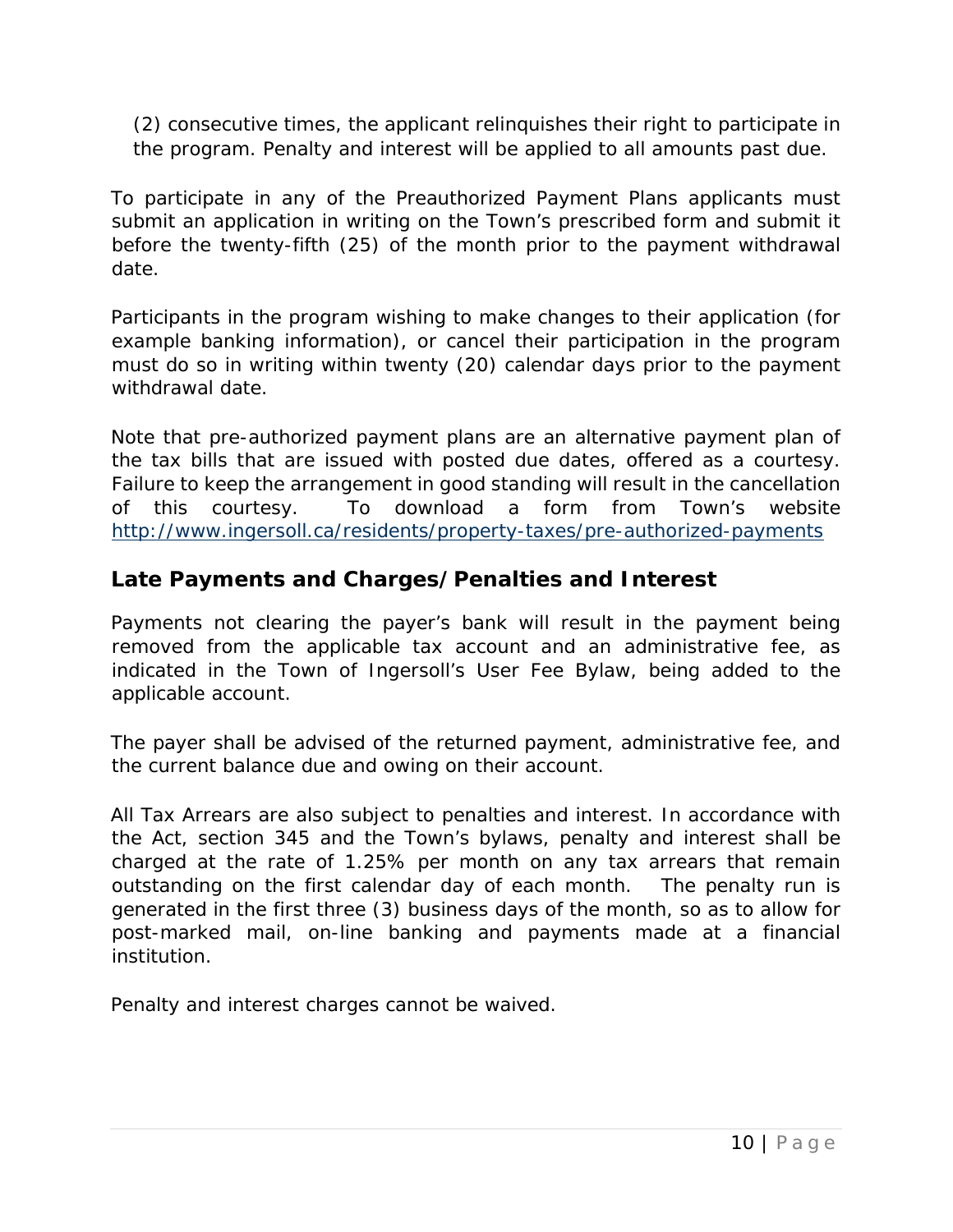(2) consecutive times, the applicant relinquishes their right to participate in the program. Penalty and interest will be applied to all amounts past due.

To participate in any of the Preauthorized Payment Plans applicants must submit an application in writing on the Town's prescribed form and submit it before the twenty-fifth (25) of the month prior to the payment withdrawal date.

Participants in the program wishing to make changes to their application (for example banking information), or cancel their participation in the program must do so in writing within twenty (20) calendar days prior to the payment withdrawal date.

Note that pre-authorized payment plans are an alternative payment plan of the tax bills that are issued with posted due dates, offered as a courtesy. Failure to keep the arrangement in good standing will result in the cancellation of this courtesy. To download a form from Town's website http://www.ingersoll.ca/residents/property-taxes/pre-authorized-payments

## Late Payments and Charges/Penalties and Interest

Payments not clearing the payer's bank will result in the payment being removed from the applicable tax account and an administrative fee, as indicated in the Town of Ingersoll's User Fee Bylaw, being added to the applicable account.

The payer shall be advised of the returned payment, administrative fee, and the current balance due and owing on their account.

All Tax Arrears are also subject to penalties and interest. In accordance with the Act, section 345 and the Town's bylaws, penalty and interest shall be charged at the rate of 1.25% per month on any tax arrears that remain outstanding on the first calendar day of each month. The penalty run is generated in the first three (3) business days of the month, so as to allow for post-marked mail, on-line banking and payments made at a financial institution.

Penalty and interest charges cannot be waived.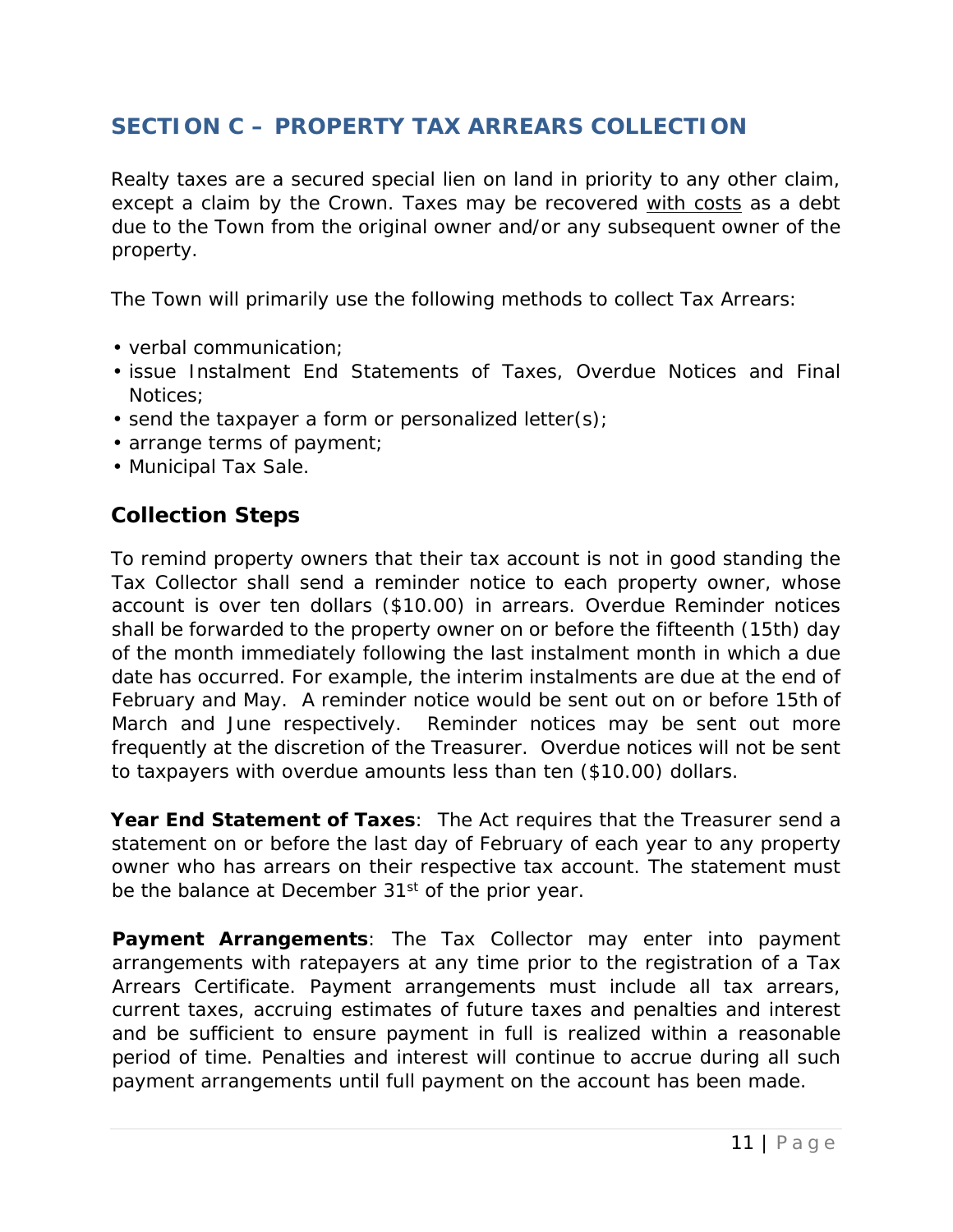## SECTION C – PROPERTY TAX ARREARS COLLECTION

Realty taxes are a secured special lien on land in priority to any other claim, except a claim by the Crown. Taxes may be recovered <u>with costs</u> as a debt due to the Town from the original owner and/or any subsequent owner of the property.

The Town will primarily use the following methods to collect Tax Arrears:

- verbal communication;
- issue Instalment End Statements of Taxes, Overdue Notices and Final Notices;
- send the taxpayer a form or personalized letter(s);
- arrange terms of payment;
- Municipal Tax Sale.

### Collection Steps

To remind property owners that their tax account is not in good standing the Tax Collector shall send a reminder notice to each property owner, whose account is over ten dollars ($10.00) in arrears. Overdue Reminder notices shall be forwarded to the property owner on or before the fifteenth (15th) day of the month immediately following the last instalment month in which a due date has occurred. For example, the interim instalments are due at the end of February and May. A reminder notice would be sent out on or before 15th of March and June respectively. Reminder notices may be sent out more frequently at the discretion of the Treasurer. Overdue notices will not be sent to taxpayers with overdue amounts less than ten ($10.00) dollars.

**Year End Statement of Taxes**: The Act requires that the Treasurer send a statement on or before the last day of February of each year to any property owner who has arrears on their respective tax account. The statement must be the balance at December 31st of the prior year.

**Payment Arrangements**: The Tax Collector may enter into payment arrangements with ratepayers at any time prior to the registration of a Tax Arrears Certificate. Payment arrangements must include all tax arrears, current taxes, accruing estimates of future taxes and penalties and interest and be sufficient to ensure payment in full is realized within a reasonable period of time. Penalties and interest will continue to accrue during all such payment arrangements until full payment on the account has been made.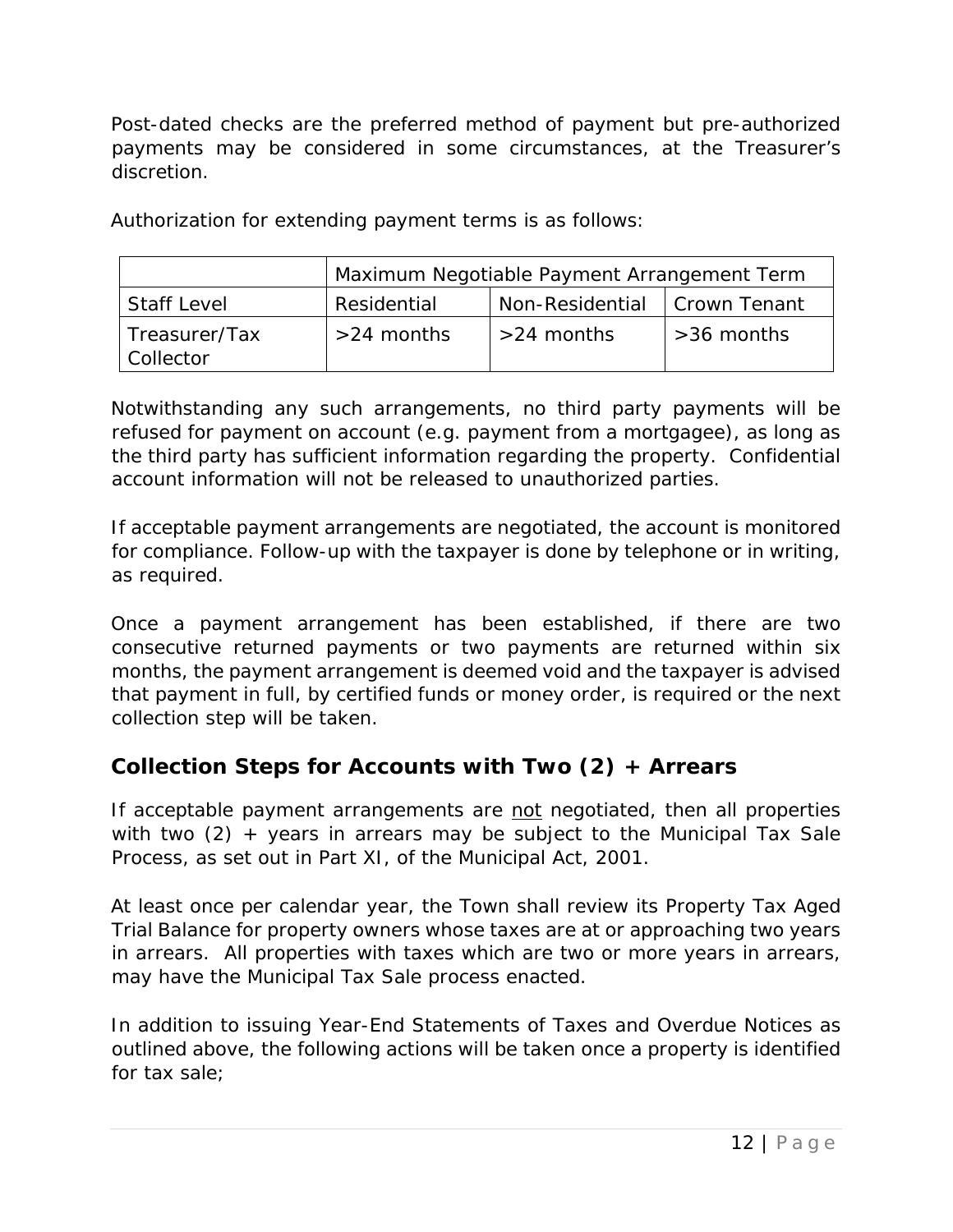Post-dated checks are the preferred method of payment but pre-authorized payments may be considered in some circumstances, at the Treasurer's discretion.

Authorization for extending payment terms is as follows:

| | Maximum Negotiable Payment Arrangement Term | | |
|---|---|---|---|
| Staff Level | Residential | Non-Residential | Crown Tenant |
| Treasurer/Tax Collector | >24 months | >24 months | >36 months |

Notwithstanding any such arrangements, no third party payments will be refused for payment on account (e.g. payment from a mortgagee), as long as the third party has sufficient information regarding the property. Confidential account information will not be released to unauthorized parties.

If acceptable payment arrangements are negotiated, the account is monitored for compliance. Follow-up with the taxpayer is done by telephone or in writing, as required.

Once a payment arrangement has been established, if there are two consecutive returned payments or two payments are returned within six months, the payment arrangement is deemed void and the taxpayer is advised that payment in full, by certified funds or money order, is required or the next collection step will be taken.

## Collection Steps for Accounts with Two (2) + Arrears

If acceptable payment arrangements are <u>not</u> negotiated, then all properties with two (2) + years in arrears may be subject to the Municipal Tax Sale Process, as set out in Part XI, of the Municipal Act, 2001.

At least once per calendar year, the Town shall review its Property Tax Aged Trial Balance for property owners whose taxes are at or approaching two years in arrears. All properties with taxes which are two or more years in arrears, may have the Municipal Tax Sale process enacted.

In addition to issuing Year-End Statements of Taxes and Overdue Notices as outlined above, the following actions will be taken once a property is identified for tax sale;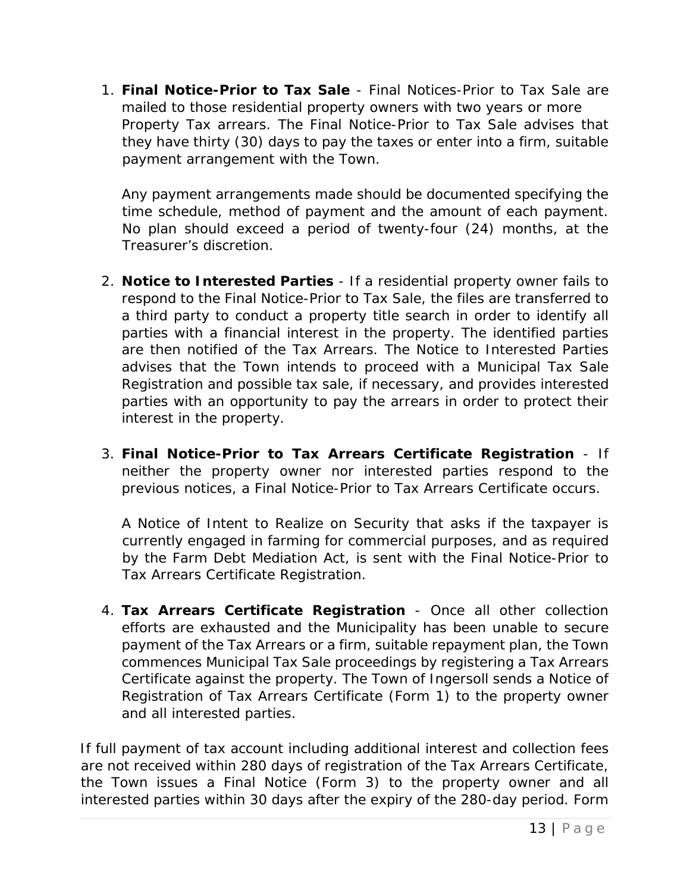1. **Final Notice-Prior to Tax Sale** - Final Notices-Prior to Tax Sale are mailed to those residential property owners with two years or more Property Tax arrears. The Final Notice-Prior to Tax Sale advises that they have thirty (30) days to pay the taxes or enter into a firm, suitable payment arrangement with the Town.

   Any payment arrangements made should be documented specifying the time schedule, method of payment and the amount of each payment. No plan should exceed a period of twenty-four (24) months, at the Treasurer's discretion.

2. **Notice to Interested Parties** - If a residential property owner fails to respond to the Final Notice-Prior to Tax Sale, the files are transferred to a third party to conduct a property title search in order to identify all parties with a financial interest in the property. The identified parties are then notified of the Tax Arrears. The Notice to Interested Parties advises that the Town intends to proceed with a Municipal Tax Sale Registration and possible tax sale, if necessary, and provides interested parties with an opportunity to pay the arrears in order to protect their interest in the property.

3. **Final Notice-Prior to Tax Arrears Certificate Registration** - If neither the property owner nor interested parties respond to the previous notices, a Final Notice-Prior to Tax Arrears Certificate occurs.

   A Notice of Intent to Realize on Security that asks if the taxpayer is currently engaged in farming for commercial purposes, and as required by the Farm Debt Mediation Act, is sent with the Final Notice-Prior to Tax Arrears Certificate Registration.

4. **Tax Arrears Certificate Registration** - Once all other collection efforts are exhausted and the Municipality has been unable to secure payment of the Tax Arrears or a firm, suitable repayment plan, the Town commences Municipal Tax Sale proceedings by registering a Tax Arrears Certificate against the property. The Town of Ingersoll sends a Notice of Registration of Tax Arrears Certificate (Form 1) to the property owner and all interested parties.

If full payment of tax account including additional interest and collection fees are not received within 280 days of registration of the Tax Arrears Certificate, the Town issues a Final Notice (Form 3) to the property owner and all interested parties within 30 days after the expiry of the 280-day period. Form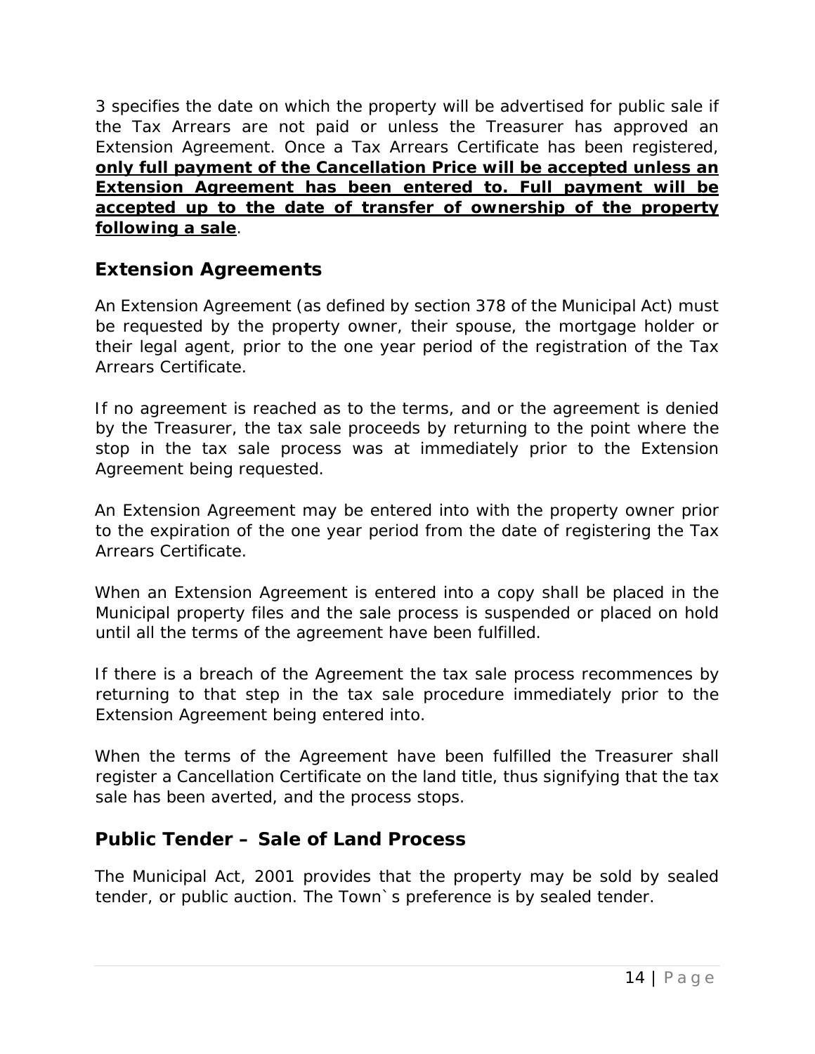3 specifies the date on which the property will be advertised for public sale if the Tax Arrears are not paid or unless the Treasurer has approved an Extension Agreement. Once a Tax Arrears Certificate has been registered, **only full payment of the Cancellation Price will be accepted unless an Extension Agreement has been entered to. Full payment will be accepted up to the date of transfer of ownership of the property following a sale**.

## Extension Agreements

An Extension Agreement (as defined by section 378 of the Municipal Act) must be requested by the property owner, their spouse, the mortgage holder or their legal agent, prior to the one year period of the registration of the Tax Arrears Certificate.

If no agreement is reached as to the terms, and or the agreement is denied by the Treasurer, the tax sale proceeds by returning to the point where the stop in the tax sale process was at immediately prior to the Extension Agreement being requested.

An Extension Agreement may be entered into with the property owner prior to the expiration of the one year period from the date of registering the Tax Arrears Certificate.

When an Extension Agreement is entered into a copy shall be placed in the Municipal property files and the sale process is suspended or placed on hold until all the terms of the agreement have been fulfilled.

If there is a breach of the Agreement the tax sale process recommences by returning to that step in the tax sale procedure immediately prior to the Extension Agreement being entered into.

When the terms of the Agreement have been fulfilled the Treasurer shall register a Cancellation Certificate on the land title, thus signifying that the tax sale has been averted, and the process stops.

## Public Tender – Sale of Land Process

The Municipal Act, 2001 provides that the property may be sold by sealed tender, or public auction. The Town`s preference is by sealed tender.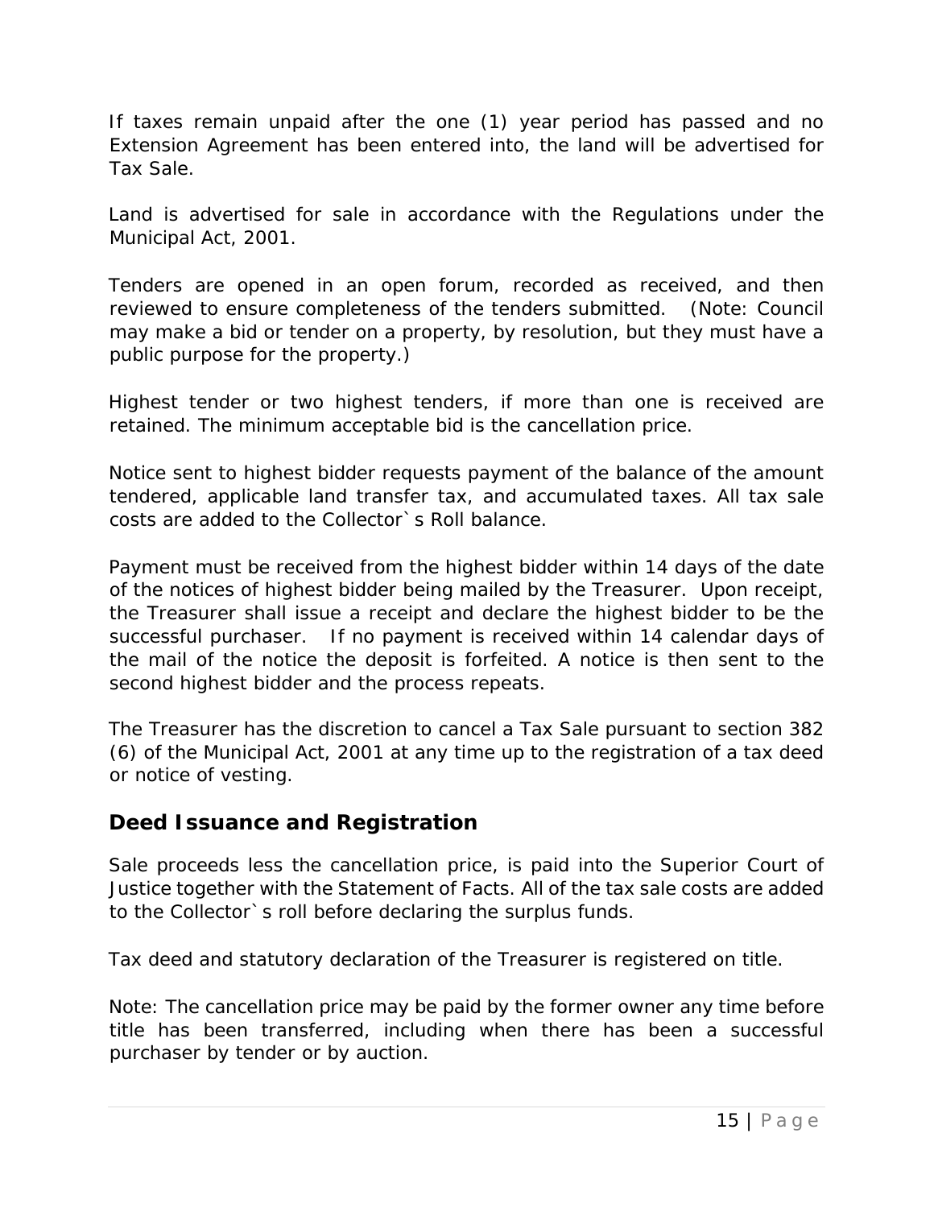If taxes remain unpaid after the one (1) year period has passed and no Extension Agreement has been entered into, the land will be advertised for Tax Sale.

Land is advertised for sale in accordance with the Regulations under the Municipal Act, 2001.

Tenders are opened in an open forum, recorded as received, and then reviewed to ensure completeness of the tenders submitted. (Note: Council may make a bid or tender on a property, by resolution, but they must have a public purpose for the property.)

Highest tender or two highest tenders, if more than one is received are retained. The minimum acceptable bid is the cancellation price.

Notice sent to highest bidder requests payment of the balance of the amount tendered, applicable land transfer tax, and accumulated taxes. All tax sale costs are added to the Collector`s Roll balance.

Payment must be received from the highest bidder within 14 days of the date of the notices of highest bidder being mailed by the Treasurer. Upon receipt, the Treasurer shall issue a receipt and declare the highest bidder to be the successful purchaser. If no payment is received within 14 calendar days of the mail of the notice the deposit is forfeited. A notice is then sent to the second highest bidder and the process repeats.

The Treasurer has the discretion to cancel a Tax Sale pursuant to section 382 (6) of the Municipal Act, 2001 at any time up to the registration of a tax deed or notice of vesting.

## Deed Issuance and Registration

Sale proceeds less the cancellation price, is paid into the Superior Court of Justice together with the Statement of Facts. All of the tax sale costs are added to the Collector`s roll before declaring the surplus funds.

Tax deed and statutory declaration of the Treasurer is registered on title.

Note: The cancellation price may be paid by the former owner any time before title has been transferred, including when there has been a successful purchaser by tender or by auction.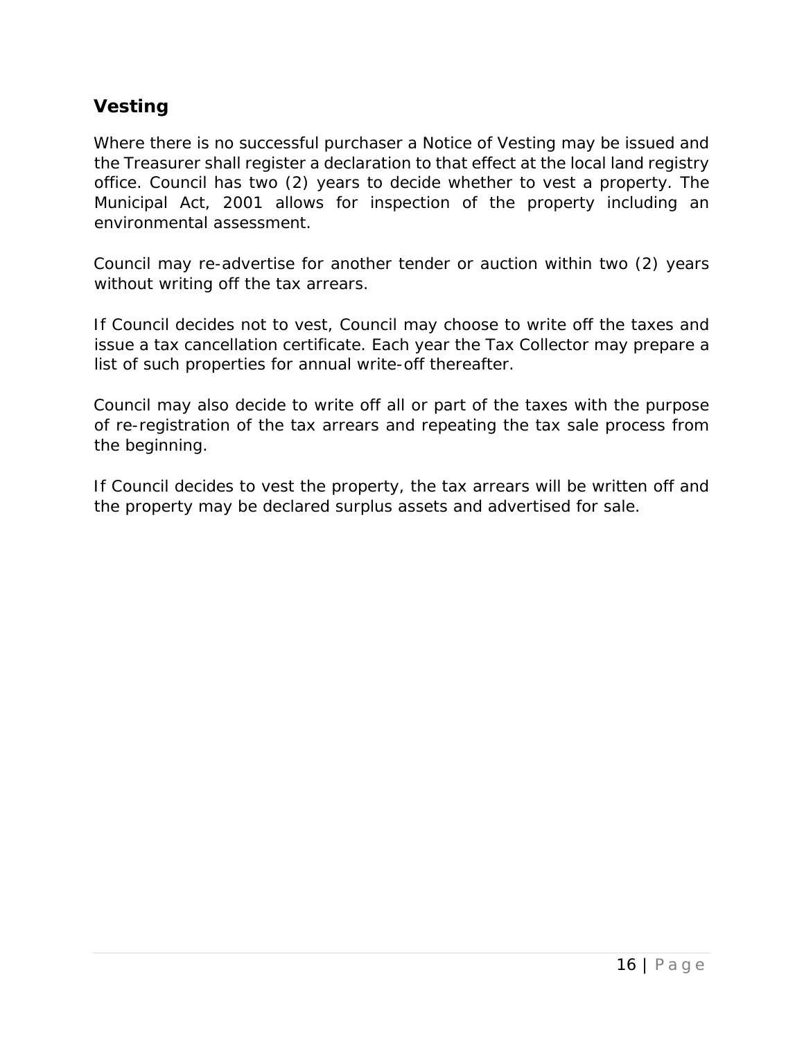## Vesting

Where there is no successful purchaser a Notice of Vesting may be issued and the Treasurer shall register a declaration to that effect at the local land registry office. Council has two (2) years to decide whether to vest a property. The Municipal Act, 2001 allows for inspection of the property including an environmental assessment.

Council may re-advertise for another tender or auction within two (2) years without writing off the tax arrears.

If Council decides not to vest, Council may choose to write off the taxes and issue a tax cancellation certificate. Each year the Tax Collector may prepare a list of such properties for annual write-off thereafter.

Council may also decide to write off all or part of the taxes with the purpose of re-registration of the tax arrears and repeating the tax sale process from the beginning.

If Council decides to vest the property, the tax arrears will be written off and the property may be declared surplus assets and advertised for sale.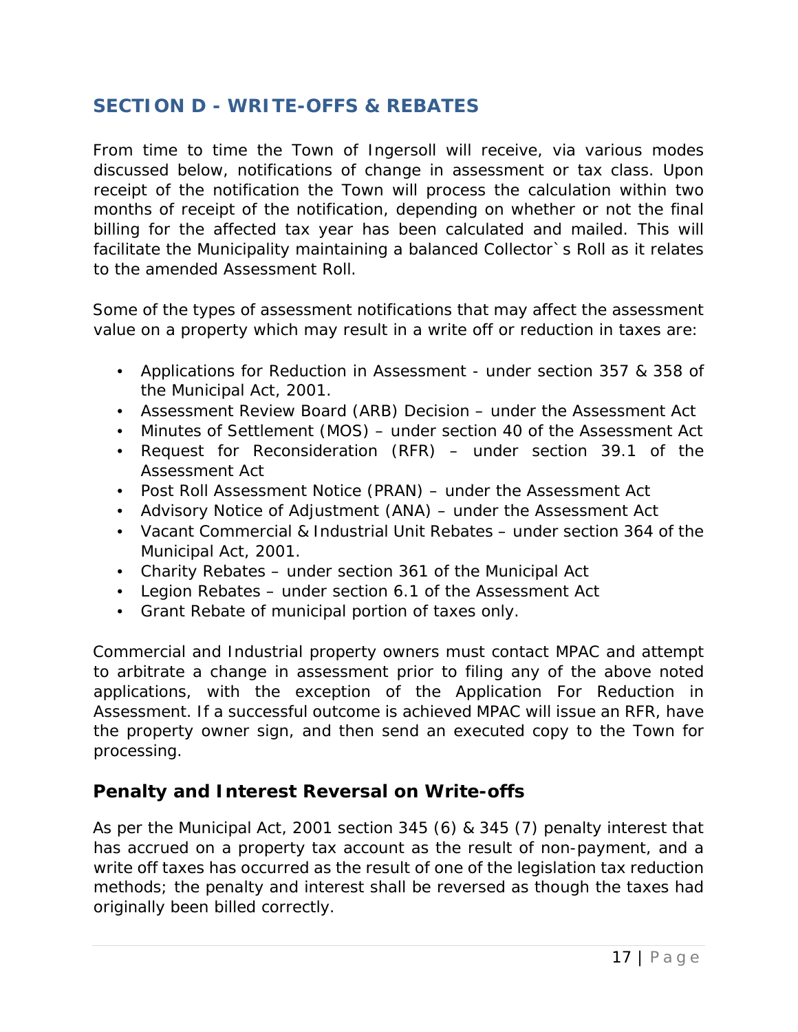## SECTION D - WRITE-OFFS & REBATES

From time to time the Town of Ingersoll will receive, via various modes discussed below, notifications of change in assessment or tax class. Upon receipt of the notification the Town will process the calculation within two months of receipt of the notification, depending on whether or not the final billing for the affected tax year has been calculated and mailed. This will facilitate the Municipality maintaining a balanced Collector`s Roll as it relates to the amended Assessment Roll.

Some of the types of assessment notifications that may affect the assessment value on a property which may result in a write off or reduction in taxes are:

- Applications for Reduction in Assessment - under section 357 & 358 of the Municipal Act, 2001.
- Assessment Review Board (ARB) Decision – under the Assessment Act
- Minutes of Settlement (MOS) – under section 40 of the Assessment Act
- Request for Reconsideration (RFR) – under section 39.1 of the Assessment Act
- Post Roll Assessment Notice (PRAN) – under the Assessment Act
- Advisory Notice of Adjustment (ANA) – under the Assessment Act
- Vacant Commercial & Industrial Unit Rebates – under section 364 of the Municipal Act, 2001.
- Charity Rebates – under section 361 of the Municipal Act
- Legion Rebates – under section 6.1 of the Assessment Act
- Grant Rebate of municipal portion of taxes only.

Commercial and Industrial property owners must contact MPAC and attempt to arbitrate a change in assessment prior to filing any of the above noted applications, with the exception of the Application For Reduction in Assessment. If a successful outcome is achieved MPAC will issue an RFR, have the property owner sign, and then send an executed copy to the Town for processing.

### Penalty and Interest Reversal on Write-offs

As per the Municipal Act, 2001 section 345 (6) & 345 (7) penalty interest that has accrued on a property tax account as the result of non-payment, and a write off taxes has occurred as the result of one of the legislation tax reduction methods; the penalty and interest shall be reversed as though the taxes had originally been billed correctly.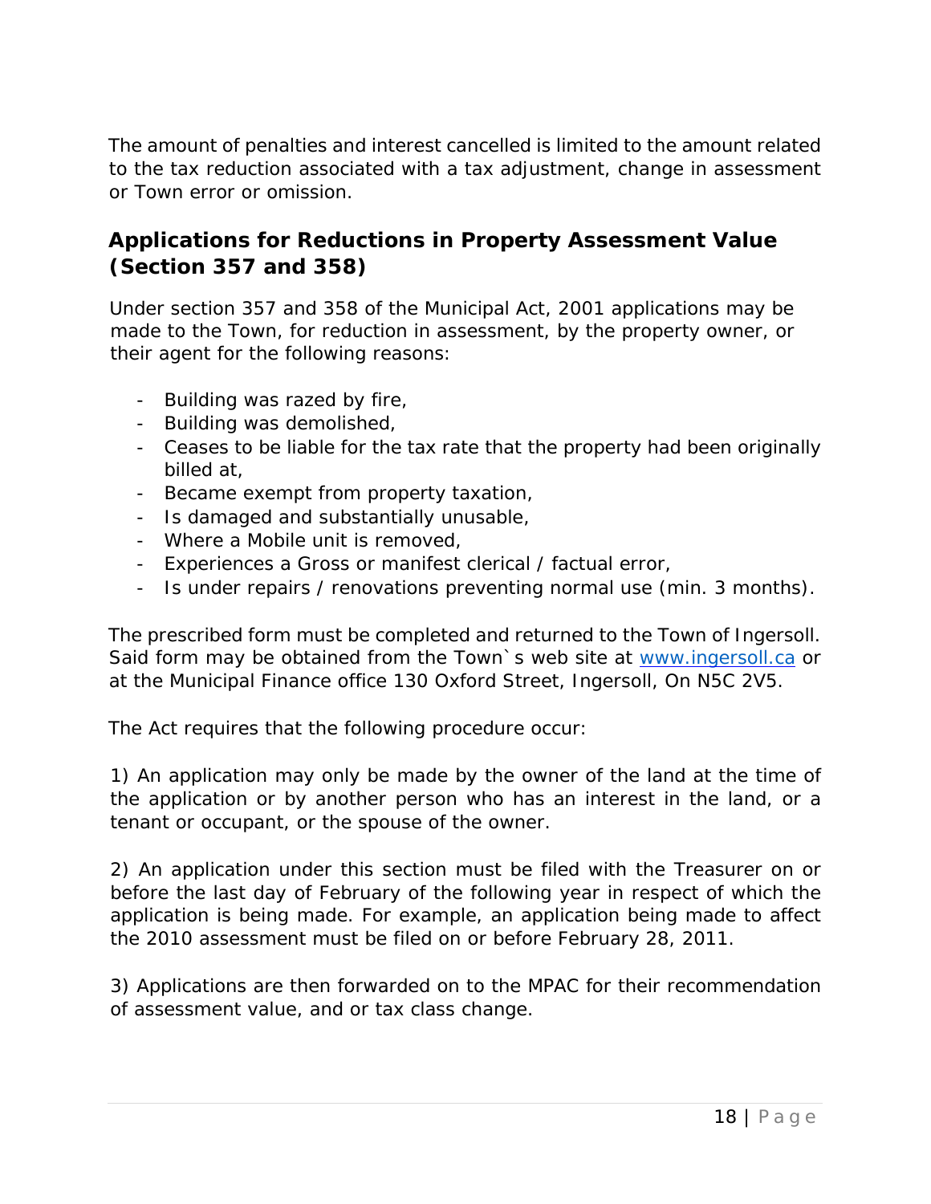The amount of penalties and interest cancelled is limited to the amount related to the tax reduction associated with a tax adjustment, change in assessment or Town error or omission.

## Applications for Reductions in Property Assessment Value (Section 357 and 358)

Under section 357 and 358 of the Municipal Act, 2001 applications may be made to the Town, for reduction in assessment, by the property owner, or their agent for the following reasons:

- Building was razed by fire,
- Building was demolished,
- Ceases to be liable for the tax rate that the property had been originally billed at,
- Became exempt from property taxation,
- Is damaged and substantially unusable,
- Where a Mobile unit is removed,
- Experiences a Gross or manifest clerical / factual error,
- Is under repairs / renovations preventing normal use (min. 3 months).

The prescribed form must be completed and returned to the Town of Ingersoll. Said form may be obtained from the Town`s web site at [www.ingersoll.ca](http://www.ingersoll.ca) or at the Municipal Finance office 130 Oxford Street, Ingersoll, On N5C 2V5.

The Act requires that the following procedure occur:

1) An application may only be made by the owner of the land at the time of the application or by another person who has an interest in the land, or a tenant or occupant, or the spouse of the owner.

2) An application under this section must be filed with the Treasurer on or before the last day of February of the following year in respect of which the application is being made. For example, an application being made to affect the 2010 assessment must be filed on or before February 28, 2011.

3) Applications are then forwarded on to the MPAC for their recommendation of assessment value, and or tax class change.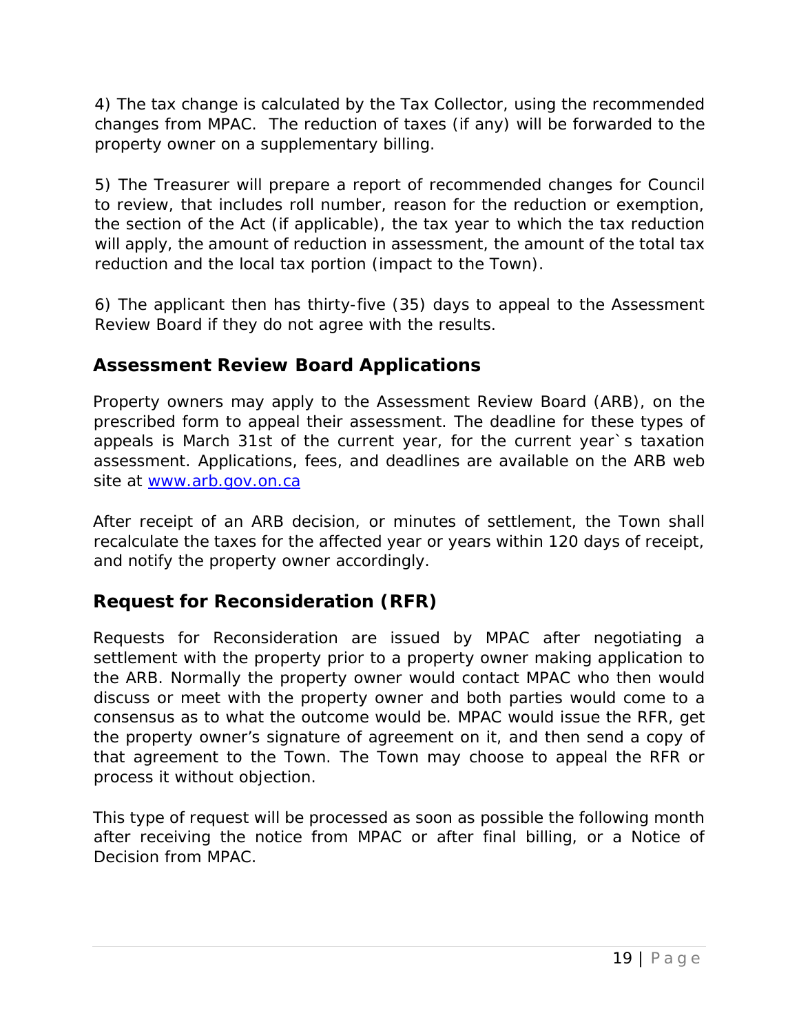4) The tax change is calculated by the Tax Collector, using the recommended changes from MPAC. The reduction of taxes (if any) will be forwarded to the property owner on a supplementary billing.

5) The Treasurer will prepare a report of recommended changes for Council to review, that includes roll number, reason for the reduction or exemption, the section of the Act (if applicable), the tax year to which the tax reduction will apply, the amount of reduction in assessment, the amount of the total tax reduction and the local tax portion (impact to the Town).

6) The applicant then has thirty-five (35) days to appeal to the Assessment Review Board if they do not agree with the results.

## Assessment Review Board Applications

Property owners may apply to the Assessment Review Board (ARB), on the prescribed form to appeal their assessment. The deadline for these types of appeals is March 31st of the current year, for the current year`s taxation assessment. Applications, fees, and deadlines are available on the ARB web site at [www.arb.gov.on.ca](http://www.arb.gov.on.ca)

After receipt of an ARB decision, or minutes of settlement, the Town shall recalculate the taxes for the affected year or years within 120 days of receipt, and notify the property owner accordingly.

## Request for Reconsideration (RFR)

Requests for Reconsideration are issued by MPAC after negotiating a settlement with the property prior to a property owner making application to the ARB. Normally the property owner would contact MPAC who then would discuss or meet with the property owner and both parties would come to a consensus as to what the outcome would be. MPAC would issue the RFR, get the property owner's signature of agreement on it, and then send a copy of that agreement to the Town. The Town may choose to appeal the RFR or process it without objection.

This type of request will be processed as soon as possible the following month after receiving the notice from MPAC or after final billing, or a Notice of Decision from MPAC.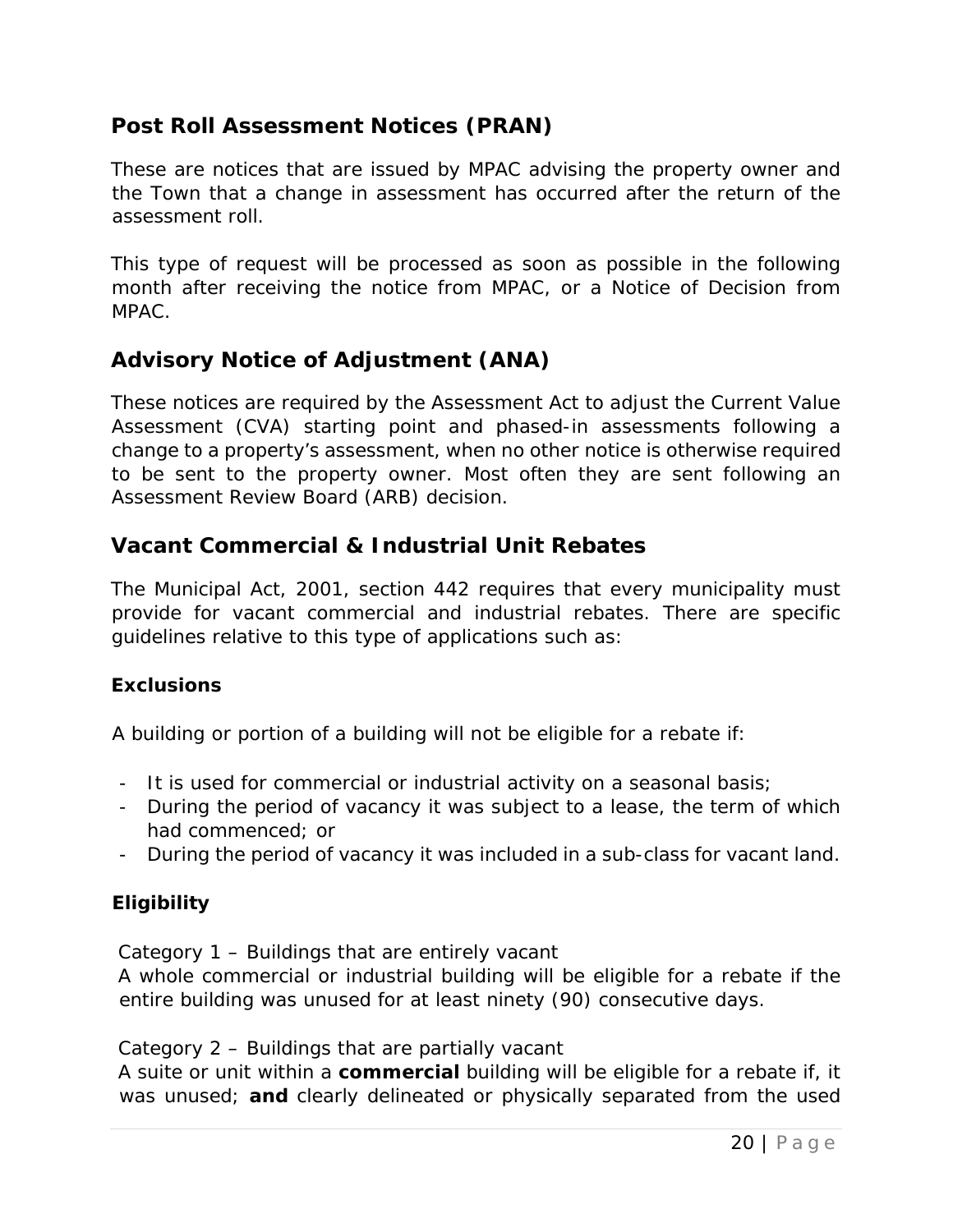## Post Roll Assessment Notices (PRAN)

These are notices that are issued by MPAC advising the property owner and the Town that a change in assessment has occurred after the return of the assessment roll.

This type of request will be processed as soon as possible in the following month after receiving the notice from MPAC, or a Notice of Decision from MPAC.

## Advisory Notice of Adjustment (ANA)

These notices are required by the Assessment Act to adjust the Current Value Assessment (CVA) starting point and phased-in assessments following a change to a property's assessment, when no other notice is otherwise required to be sent to the property owner. Most often they are sent following an Assessment Review Board (ARB) decision.

## Vacant Commercial & Industrial Unit Rebates

The Municipal Act, 2001, section 442 requires that every municipality must provide for vacant commercial and industrial rebates. There are specific guidelines relative to this type of applications such as:

### Exclusions

A building or portion of a building will not be eligible for a rebate if:

- It is used for commercial or industrial activity on a seasonal basis;
- During the period of vacancy it was subject to a lease, the term of which had commenced; or
- During the period of vacancy it was included in a sub-class for vacant land.

### Eligibility

Category 1 – Buildings that are entirely vacant
A whole commercial or industrial building will be eligible for a rebate if the entire building was unused for at least ninety (90) consecutive days.

Category 2 – Buildings that are partially vacant
A suite or unit within a **commercial** building will be eligible for a rebate if, it was unused; **and** clearly delineated or physically separated from the used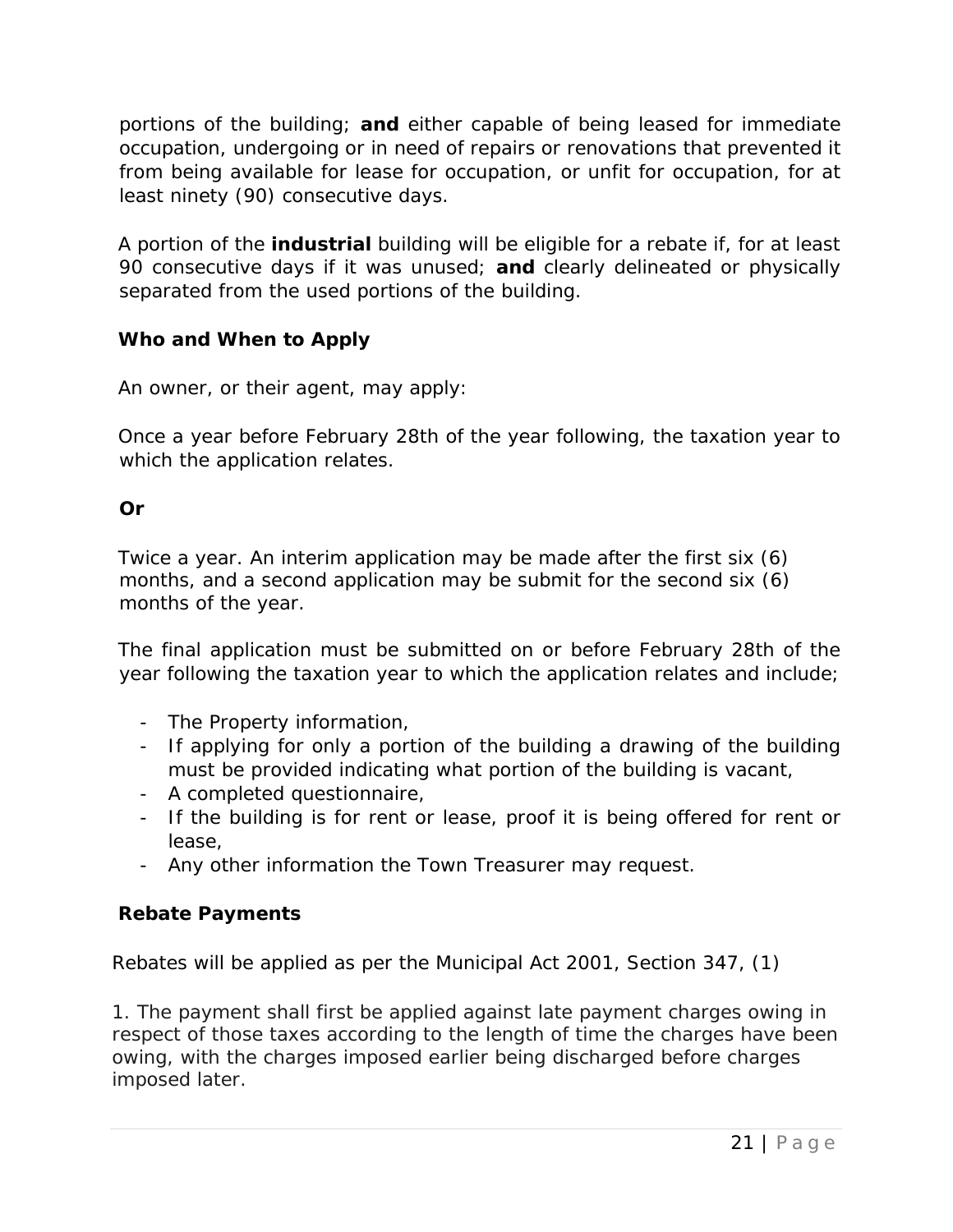portions of the building; **and** either capable of being leased for immediate occupation, undergoing or in need of repairs or renovations that prevented it from being available for lease for occupation, or unfit for occupation, for at least ninety (90) consecutive days.

A portion of the **industrial** building will be eligible for a rebate if, for at least 90 consecutive days if it was unused; **and** clearly delineated or physically separated from the used portions of the building.

**Who and When to Apply**

An owner, or their agent, may apply:

Once a year before February 28th of the year following, the taxation year to which the application relates.

**Or**

Twice a year. An interim application may be made after the first six (6) months, and a second application may be submit for the second six (6) months of the year.

The final application must be submitted on or before February 28th of the year following the taxation year to which the application relates and include;

- The Property information,
- If applying for only a portion of the building a drawing of the building must be provided indicating what portion of the building is vacant,
- A completed questionnaire,
- If the building is for rent or lease, proof it is being offered for rent or lease,
- Any other information the Town Treasurer may request.

**Rebate Payments**

Rebates will be applied as per the Municipal Act 2001, Section 347, (1)

1. The payment shall first be applied against late payment charges owing in respect of those taxes according to the length of time the charges have been owing, with the charges imposed earlier being discharged before charges imposed later.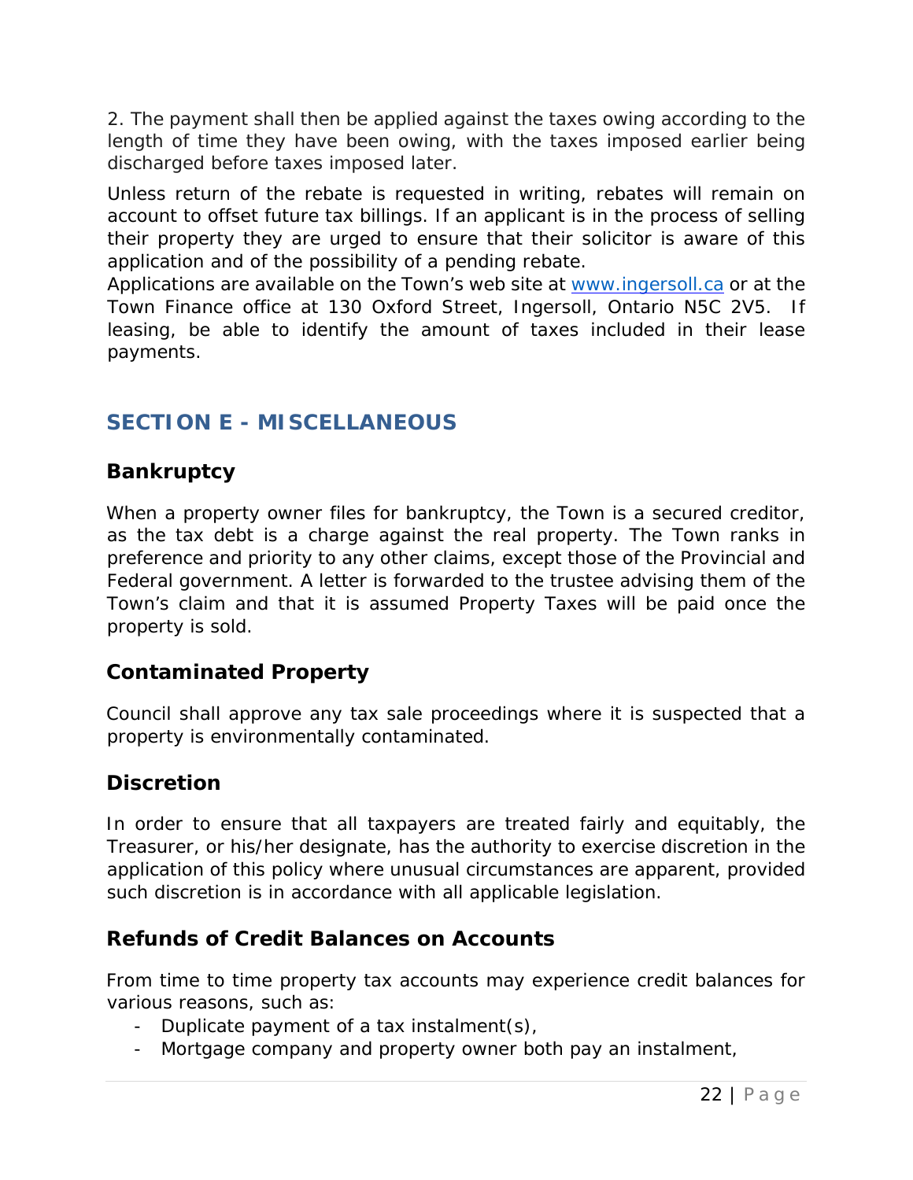2. The payment shall then be applied against the taxes owing according to the length of time they have been owing, with the taxes imposed earlier being discharged before taxes imposed later.

Unless return of the rebate is requested in writing, rebates will remain on account to offset future tax billings. If an applicant is in the process of selling their property they are urged to ensure that their solicitor is aware of this application and of the possibility of a pending rebate.
Applications are available on the Town's web site at [www.ingersoll.ca](http://www.ingersoll.ca) or at the Town Finance office at 130 Oxford Street, Ingersoll, Ontario N5C 2V5. If leasing, be able to identify the amount of taxes included in their lease payments.

## SECTION E - MISCELLANEOUS

### Bankruptcy

When a property owner files for bankruptcy, the Town is a secured creditor, as the tax debt is a charge against the real property. The Town ranks in preference and priority to any other claims, except those of the Provincial and Federal government. A letter is forwarded to the trustee advising them of the Town's claim and that it is assumed Property Taxes will be paid once the property is sold.

### Contaminated Property

Council shall approve any tax sale proceedings where it is suspected that a property is environmentally contaminated.

### Discretion

In order to ensure that all taxpayers are treated fairly and equitably, the Treasurer, or his/her designate, has the authority to exercise discretion in the application of this policy where unusual circumstances are apparent, provided such discretion is in accordance with all applicable legislation.

### Refunds of Credit Balances on Accounts

From time to time property tax accounts may experience credit balances for various reasons, such as:

- Duplicate payment of a tax instalment(s),
- Mortgage company and property owner both pay an instalment,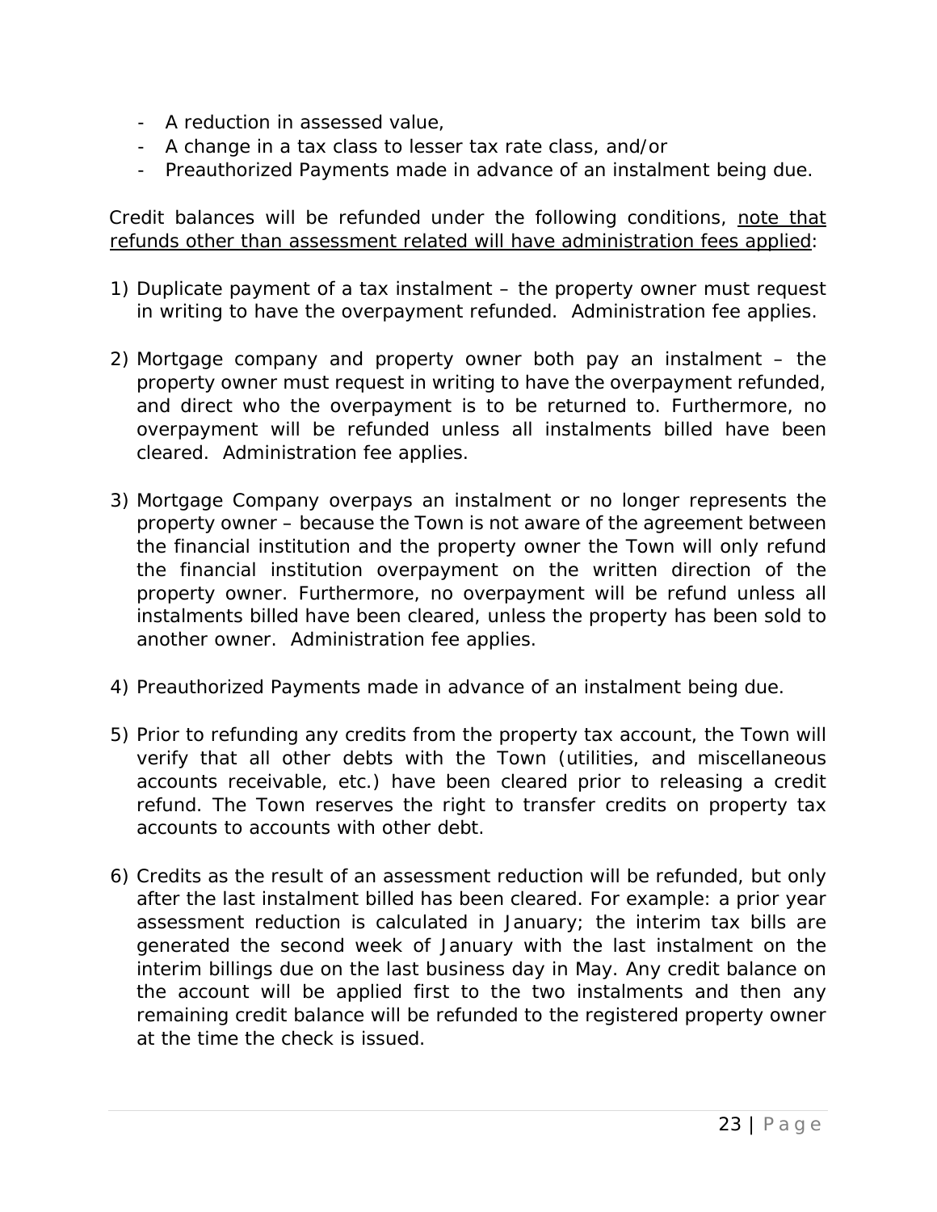- A reduction in assessed value,
- A change in a tax class to lesser tax rate class, and/or
- Preauthorized Payments made in advance of an instalment being due.

Credit balances will be refunded under the following conditions, <u>note that refunds other than assessment related will have administration fees applied</u>:

1) Duplicate payment of a tax instalment – the property owner must request in writing to have the overpayment refunded. Administration fee applies.

2) Mortgage company and property owner both pay an instalment – the property owner must request in writing to have the overpayment refunded, and direct who the overpayment is to be returned to. Furthermore, no overpayment will be refunded unless all instalments billed have been cleared. Administration fee applies.

3) Mortgage Company overpays an instalment or no longer represents the property owner – because the Town is not aware of the agreement between the financial institution and the property owner the Town will only refund the financial institution overpayment on the written direction of the property owner. Furthermore, no overpayment will be refund unless all instalments billed have been cleared, unless the property has been sold to another owner. Administration fee applies.

4) Preauthorized Payments made in advance of an instalment being due.

5) Prior to refunding any credits from the property tax account, the Town will verify that all other debts with the Town (utilities, and miscellaneous accounts receivable, etc.) have been cleared prior to releasing a credit refund. The Town reserves the right to transfer credits on property tax accounts to accounts with other debt.

6) Credits as the result of an assessment reduction will be refunded, but only after the last instalment billed has been cleared. For example: a prior year assessment reduction is calculated in January; the interim tax bills are generated the second week of January with the last instalment on the interim billings due on the last business day in May. Any credit balance on the account will be applied first to the two instalments and then any remaining credit balance will be refunded to the registered property owner at the time the check is issued.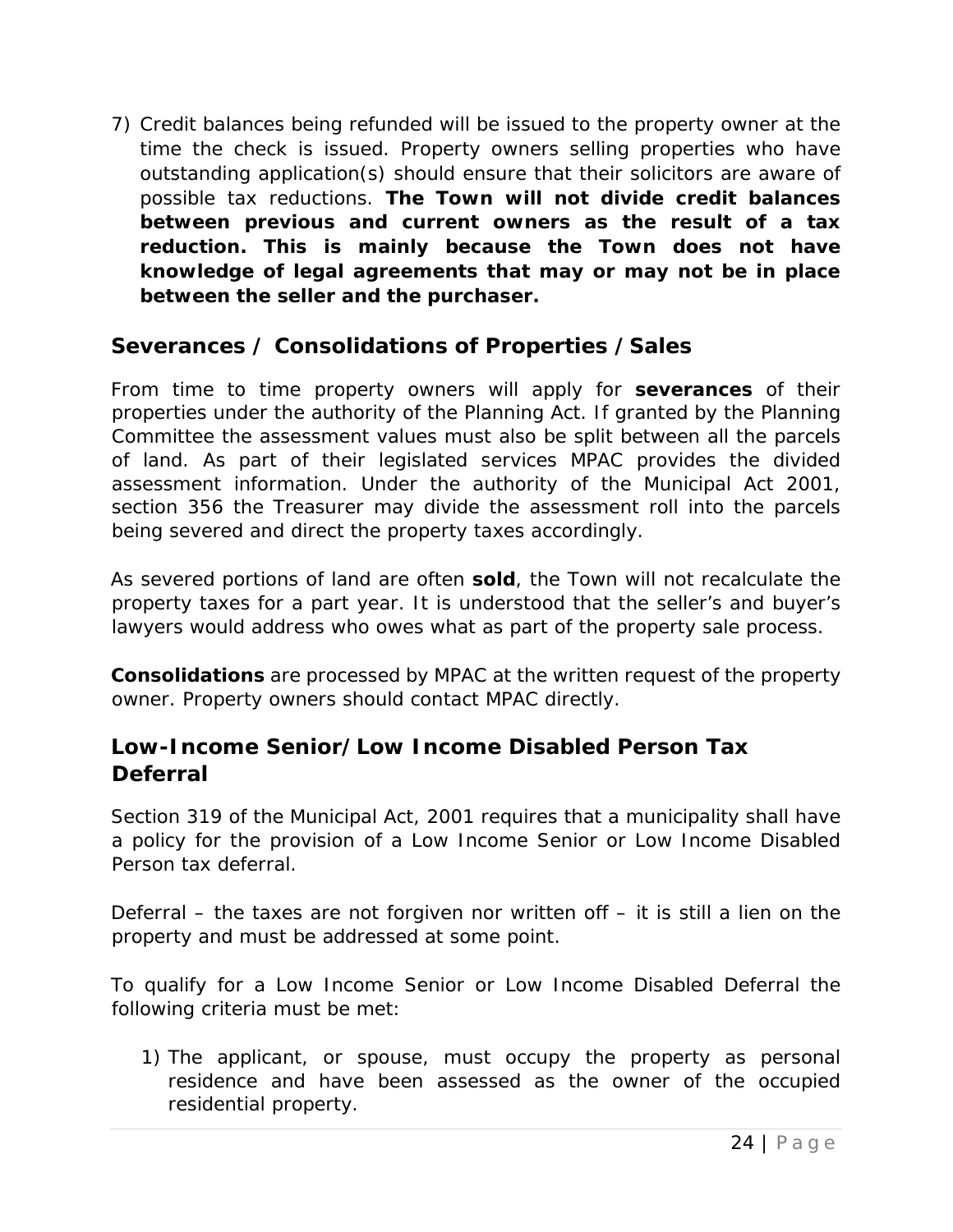7) Credit balances being refunded will be issued to the property owner at the time the check is issued. Property owners selling properties who have outstanding application(s) should ensure that their solicitors are aware of possible tax reductions. **The Town will not divide credit balances between previous and current owners as the result of a tax reduction. This is mainly because the Town does not have knowledge of legal agreements that may or may not be in place between the seller and the purchaser.**

## Severances / Consolidations of Properties / Sales

From time to time property owners will apply for **severances** of their properties under the authority of the Planning Act. If granted by the Planning Committee the assessment values must also be split between all the parcels of land. As part of their legislated services MPAC provides the divided assessment information. Under the authority of the Municipal Act 2001, section 356 the Treasurer may divide the assessment roll into the parcels being severed and direct the property taxes accordingly.

As severed portions of land are often **sold**, the Town will not recalculate the property taxes for a part year. It is understood that the seller's and buyer's lawyers would address who owes what as part of the property sale process.

**Consolidations** are processed by MPAC at the written request of the property owner. Property owners should contact MPAC directly.

## Low-Income Senior/Low Income Disabled Person Tax Deferral

Section 319 of the Municipal Act, 2001 requires that a municipality shall have a policy for the provision of a Low Income Senior or Low Income Disabled Person tax deferral.

Deferral – the taxes are not forgiven nor written off – it is still a lien on the property and must be addressed at some point.

To qualify for a Low Income Senior or Low Income Disabled Deferral the following criteria must be met:

1) The applicant, or spouse, must occupy the property as personal residence and have been assessed as the owner of the occupied residential property.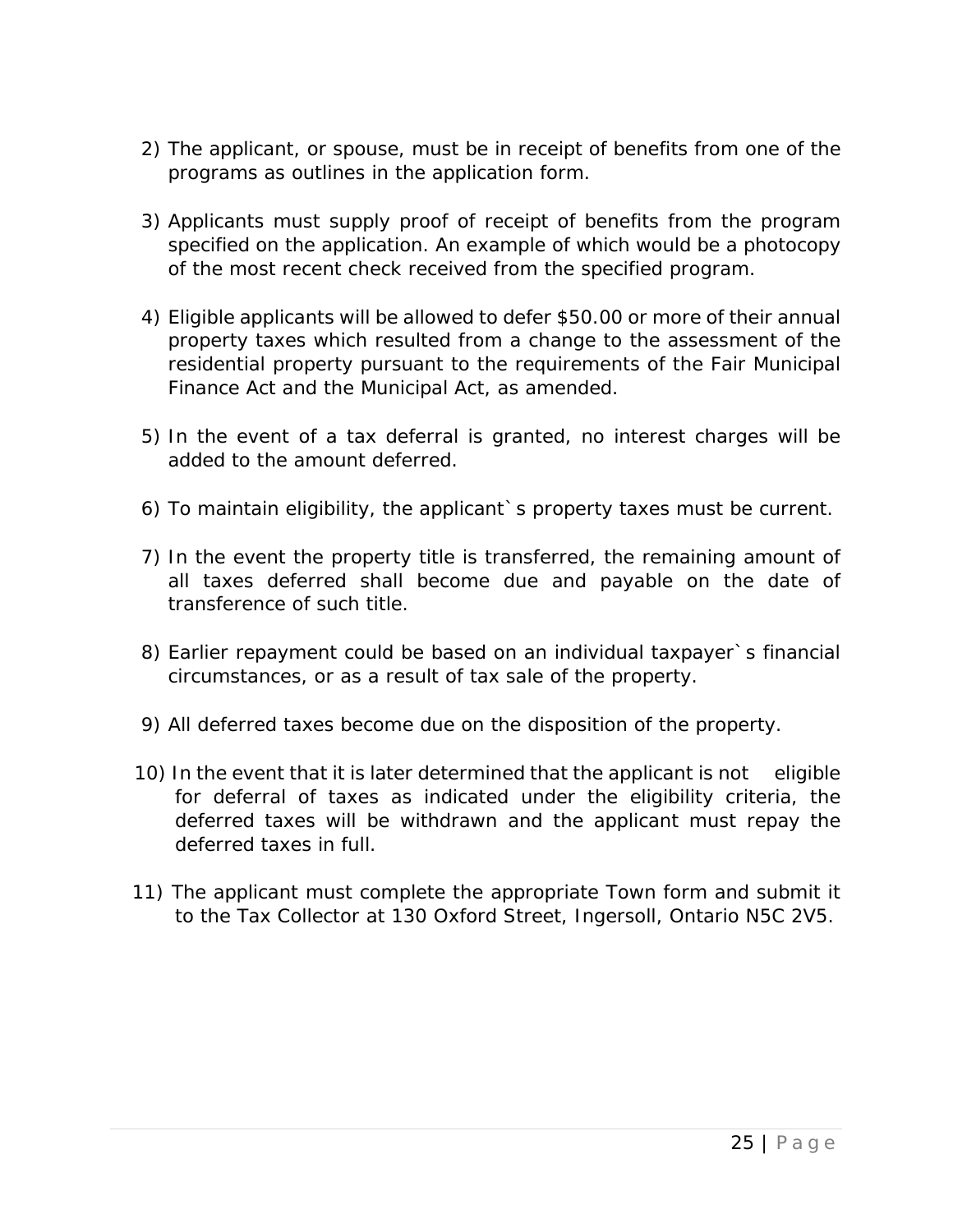2) The applicant, or spouse, must be in receipt of benefits from one of the programs as outlines in the application form.

3) Applicants must supply proof of receipt of benefits from the program specified on the application. An example of which would be a photocopy of the most recent check received from the specified program.

4) Eligible applicants will be allowed to defer $50.00 or more of their annual property taxes which resulted from a change to the assessment of the residential property pursuant to the requirements of the Fair Municipal Finance Act and the Municipal Act, as amended.

5) In the event of a tax deferral is granted, no interest charges will be added to the amount deferred.

6) To maintain eligibility, the applicant`s property taxes must be current.

7) In the event the property title is transferred, the remaining amount of all taxes deferred shall become due and payable on the date of transference of such title.

8) Earlier repayment could be based on an individual taxpayer`s financial circumstances, or as a result of tax sale of the property.

9) All deferred taxes become due on the disposition of the property.

10) In the event that it is later determined that the applicant is not eligible for deferral of taxes as indicated under the eligibility criteria, the deferred taxes will be withdrawn and the applicant must repay the deferred taxes in full.

11) The applicant must complete the appropriate Town form and submit it to the Tax Collector at 130 Oxford Street, Ingersoll, Ontario N5C 2V5.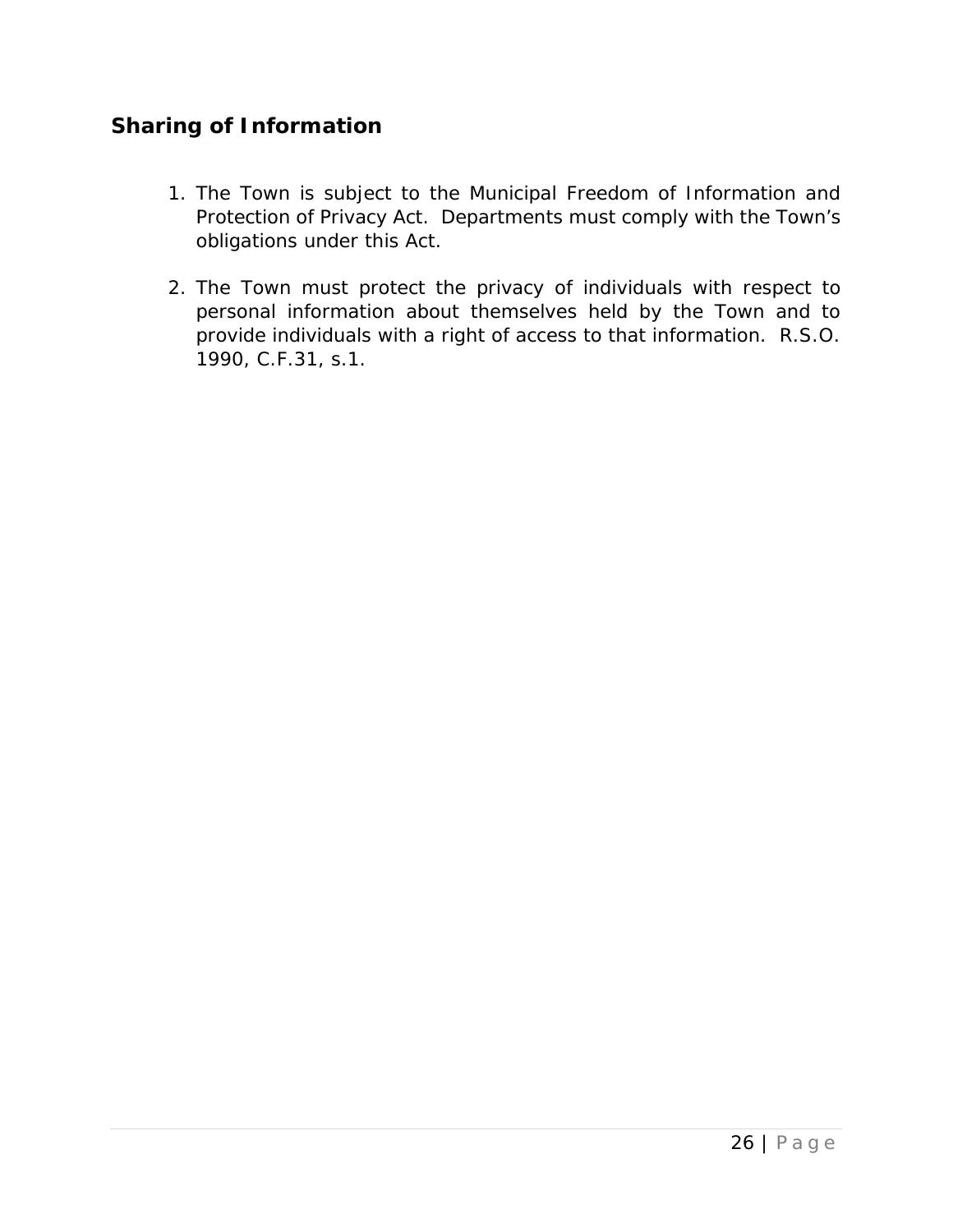## Sharing of Information

1. The Town is subject to the Municipal Freedom of Information and Protection of Privacy Act. Departments must comply with the Town's obligations under this Act.

2. The Town must protect the privacy of individuals with respect to personal information about themselves held by the Town and to provide individuals with a right of access to that information. R.S.O. 1990, C.F.31, s.1.